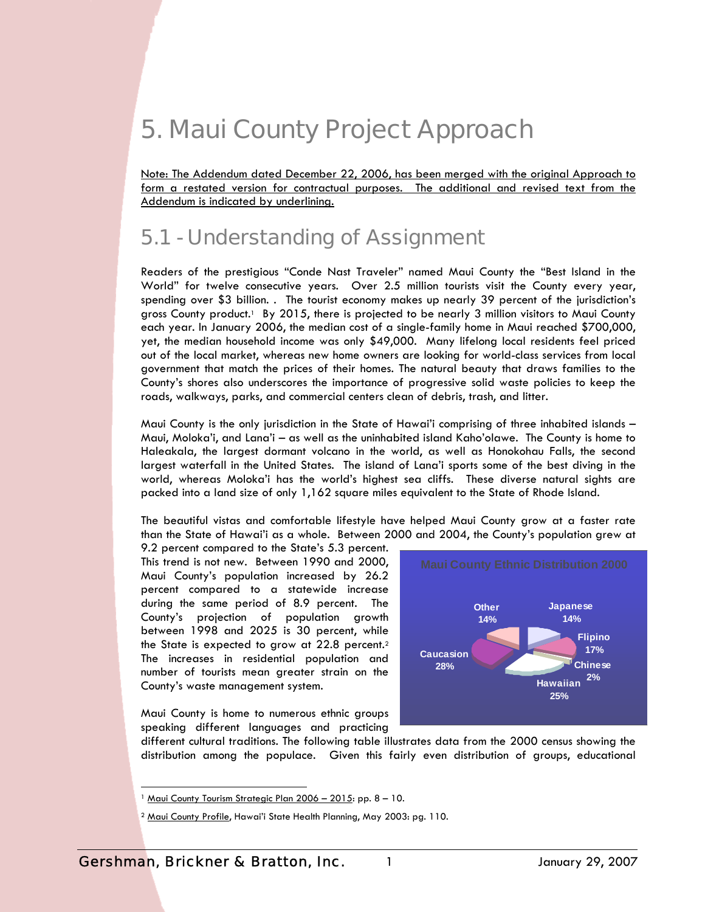# 5. Maui County Project Approach

Note: The Addendum dated December 22, 2006, has been merged with the original Approach to form a restated version for contractual purposes. The additional and revised text from the Addendum is indicated by underlining.

## 5.1 - Understanding of Assignment

Readers of the prestigious "Conde Nast Traveler" named Maui County the "Best Island in the World" for twelve consecutive years. Over 2.5 million tourists visit the County every year, spending over $3 billion. . The tourist economy makes up nearly 39 percent of the jurisdiction's gross County product.[1] By 2015, there is projected to be nearly 3 million visitors to Maui County each year. In January 2006, the median cost of a single-family home in Maui reached $700,000, yet, the median household income was only $49,000. Many lifelong local residents feel priced out of the local market, whereas new home owners are looking for world-class services from local government that match the prices of their homes. The natural beauty that draws families to the County's shores also underscores the importance of progressive solid waste policies to keep the roads, walkways, parks, and commercial centers clean of debris, trash, and litter.

Maui County is the only jurisdiction in the State of Hawai'i comprising of three inhabited islands – Maui, Moloka'i, and Lana'i – as well as the uninhabited island Kaho'olawe. The County is home to Haleakala, the largest dormant volcano in the world, as well as Honokohau Falls, the second largest waterfall in the United States. The island of Lana'i sports some of the best diving in the world, whereas Moloka'i has the world's highest sea cliffs. These diverse natural sights are packed into a land size of only 1,162 square miles equivalent to the State of Rhode Island.

The beautiful vistas and comfortable lifestyle have helped Maui County grow at a faster rate than the State of Hawai'i as a whole. Between 2000 and 2004, the County's population grew at 9.2 percent compared to the State's 5.3 percent. This trend is not new. Between 1990 and 2000, Maui County's population increased by 26.2 percent compared to a statewide increase during the same period of 8.9 percent. The County's projection of population growth between 1998 and 2025 is 30 percent, while the State is expected to grow at 22.8 percent.[2] The increases in residential population and number of tourists mean greater strain on the County's waste management system.

**Maui County Ethnic Distribution 2000**

| Group | Percent |
|---|---|
| Japanese | 14% |
| Flipino | 17% |
| Chinese | 2% |
| Hawaiian | 25% |
| Caucasion | 28% |
| Other | 14% |

Maui County is home to numerous ethnic groups speaking different languages and practicing different cultural traditions. The following table illustrates data from the 2000 census showing the distribution among the populace. Given this fairly even distribution of groups, educational

---

[1] Maui County Tourism Strategic Plan 2006 – 2015: pp. 8 – 10.

[2] Maui County Profile, Hawai'i State Health Planning, May 2003: pg. 110.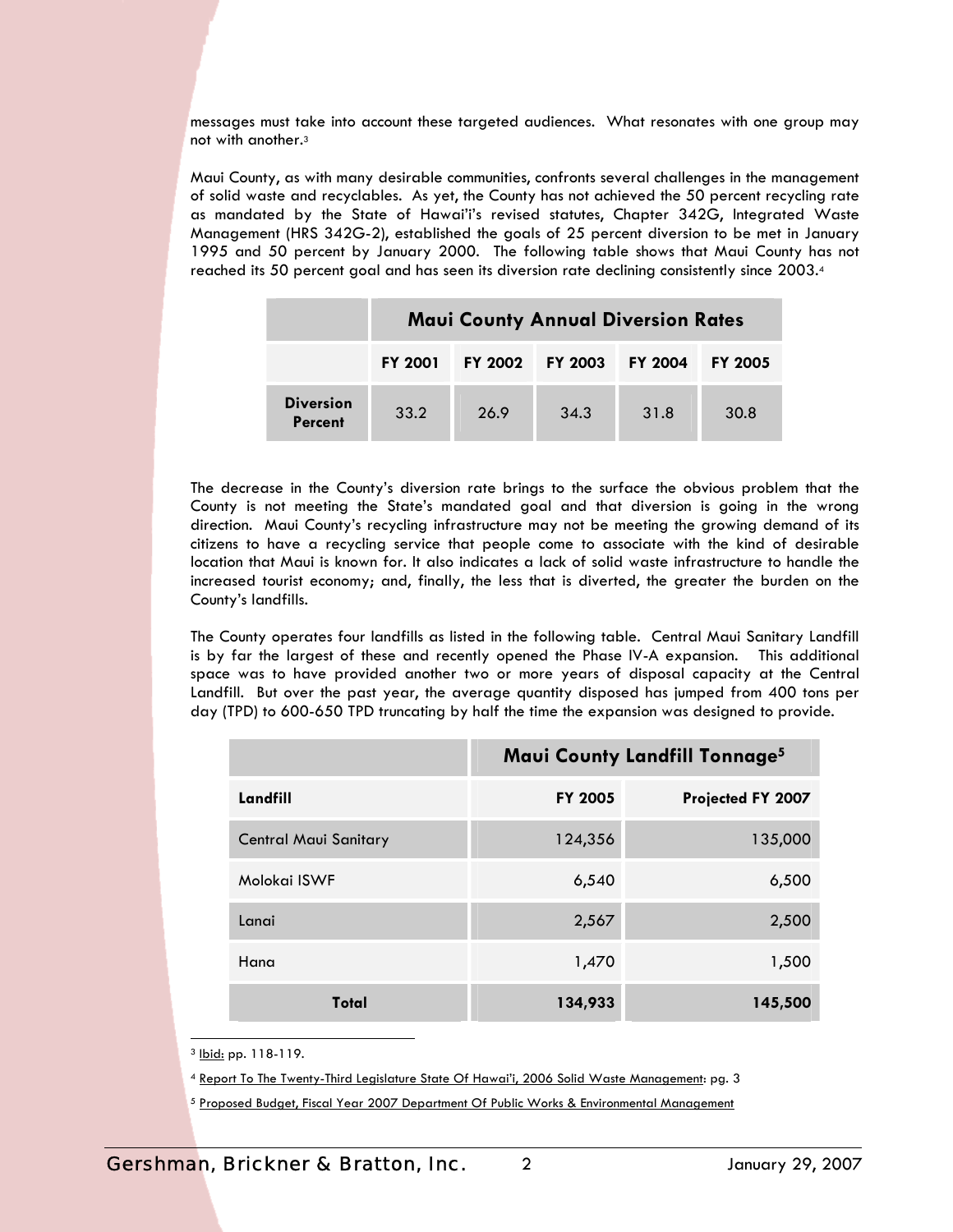messages must take into account these targeted audiences. What resonates with one group may not with another.[3]

Maui County, as with many desirable communities, confronts several challenges in the management of solid waste and recyclables. As yet, the County has not achieved the 50 percent recycling rate as mandated by the State of Hawai'i's revised statutes, Chapter 342G, Integrated Waste Management (HRS 342G-2), established the goals of 25 percent diversion to be met in January 1995 and 50 percent by January 2000. The following table shows that Maui County has not reached its 50 percent goal and has seen its diversion rate declining consistently since 2003.[4]

| | Maui County Annual Diversion Rates | | | | |
|---|---|---|---|---|---|
| | FY 2001 | FY 2002 | FY 2003 | FY 2004 | FY 2005 |
| **Diversion Percent** | 33.2 | 26.9 | 34.3 | 31.8 | 30.8 |

The decrease in the County's diversion rate brings to the surface the obvious problem that the County is not meeting the State's mandated goal and that diversion is going in the wrong direction. Maui County's recycling infrastructure may not be meeting the growing demand of its citizens to have a recycling service that people come to associate with the kind of desirable location that Maui is known for. It also indicates a lack of solid waste infrastructure to handle the increased tourist economy; and, finally, the less that is diverted, the greater the burden on the County's landfills.

The County operates four landfills as listed in the following table. Central Maui Sanitary Landfill is by far the largest of these and recently opened the Phase IV-A expansion. This additional space was to have provided another two or more years of disposal capacity at the Central Landfill. But over the past year, the average quantity disposed has jumped from 400 tons per day (TPD) to 600-650 TPD truncating by half the time the expansion was designed to provide.

| | Maui County Landfill Tonnage[5] | |
|---|---|---|
| **Landfill** | **FY 2005** | **Projected FY 2007** |
| Central Maui Sanitary | 124,356 | 135,000 |
| Molokai ISWF | 6,540 | 6,500 |
| Lanai | 2,567 | 2,500 |
| Hana | 1,470 | 1,500 |
| **Total** | **134,933** | **145,500** |

[3] Ibid: pp. 118-119.

[4] Report To The Twenty-Third Legislature State Of Hawai'i, 2006 Solid Waste Management: pg. 3

[5] Proposed Budget, Fiscal Year 2007 Department Of Public Works & Environmental Management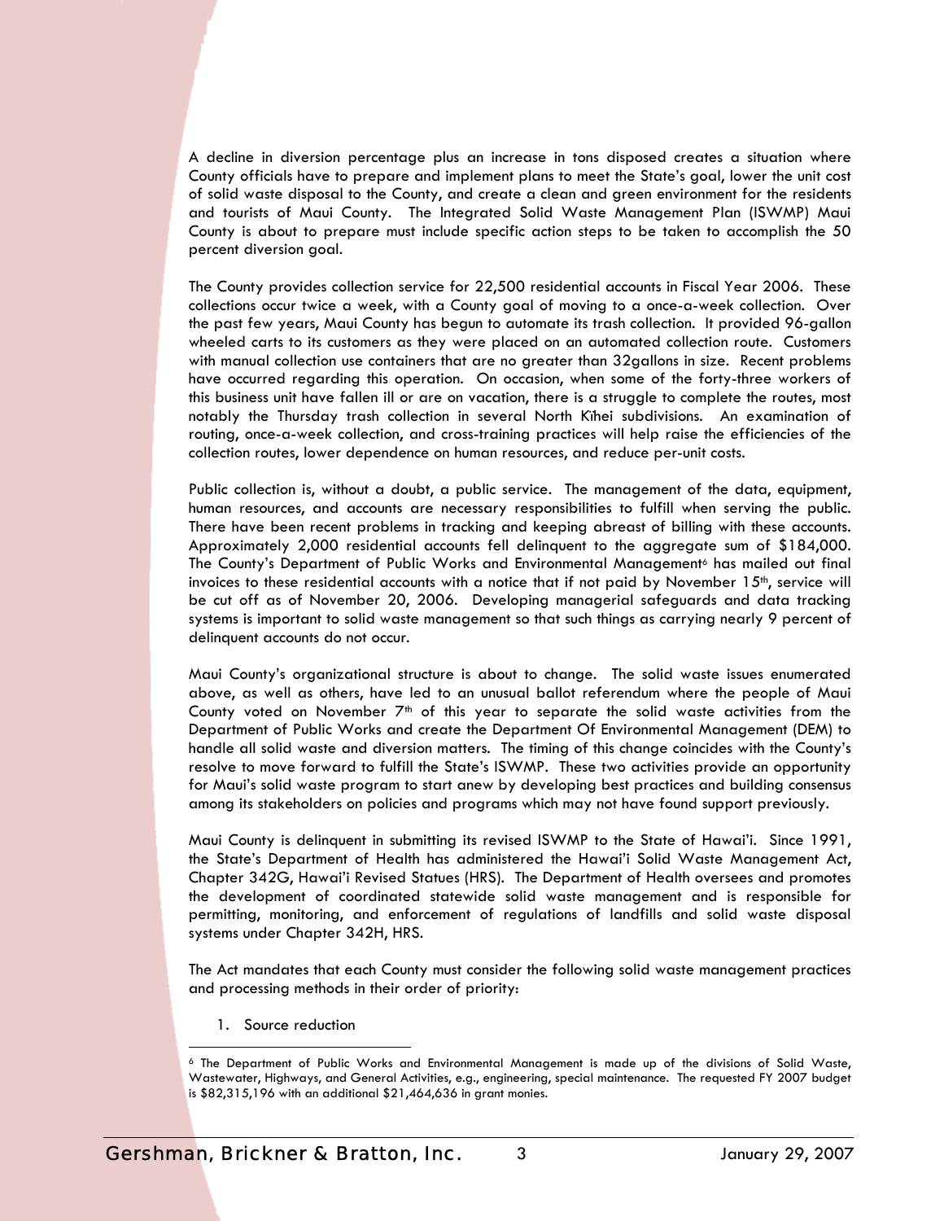A decline in diversion percentage plus an increase in tons disposed creates a situation where County officials have to prepare and implement plans to meet the State's goal, lower the unit cost of solid waste disposal to the County, and create a clean and green environment for the residents and tourists of Maui County. The Integrated Solid Waste Management Plan (ISWMP) Maui County is about to prepare must include specific action steps to be taken to accomplish the 50 percent diversion goal.

The County provides collection service for 22,500 residential accounts in Fiscal Year 2006. These collections occur twice a week, with a County goal of moving to a once-a-week collection. Over the past few years, Maui County has begun to automate its trash collection. It provided 96-gallon wheeled carts to its customers as they were placed on an automated collection route. Customers with manual collection use containers that are no greater than 32gallons in size. Recent problems have occurred regarding this operation. On occasion, when some of the forty-three workers of this business unit have fallen ill or are on vacation, there is a struggle to complete the routes, most notably the Thursday trash collection in several North Kïhei subdivisions. An examination of routing, once-a-week collection, and cross-training practices will help raise the efficiencies of the collection routes, lower dependence on human resources, and reduce per-unit costs.

Public collection is, without a doubt, a public service. The management of the data, equipment, human resources, and accounts are necessary responsibilities to fulfill when serving the public. There have been recent problems in tracking and keeping abreast of billing with these accounts. Approximately 2,000 residential accounts fell delinquent to the aggregate sum of $184,000. The County's Department of Public Works and Environmental Management[6] has mailed out final invoices to these residential accounts with a notice that if not paid by November 15th, service will be cut off as of November 20, 2006. Developing managerial safeguards and data tracking systems is important to solid waste management so that such things as carrying nearly 9 percent of delinquent accounts do not occur.

Maui County's organizational structure is about to change. The solid waste issues enumerated above, as well as others, have led to an unusual ballot referendum where the people of Maui County voted on November 7th of this year to separate the solid waste activities from the Department of Public Works and create the Department Of Environmental Management (DEM) to handle all solid waste and diversion matters. The timing of this change coincides with the County's resolve to move forward to fulfill the State's ISWMP. These two activities provide an opportunity for Maui's solid waste program to start anew by developing best practices and building consensus among its stakeholders on policies and programs which may not have found support previously.

Maui County is delinquent in submitting its revised ISWMP to the State of Hawai'i. Since 1991, the State's Department of Health has administered the Hawai'i Solid Waste Management Act, Chapter 342G, Hawai'i Revised Statues (HRS). The Department of Health oversees and promotes the development of coordinated statewide solid waste management and is responsible for permitting, monitoring, and enforcement of regulations of landfills and solid waste disposal systems under Chapter 342H, HRS.

The Act mandates that each County must consider the following solid waste management practices and processing methods in their order of priority:

1. Source reduction

---

[6] The Department of Public Works and Environmental Management is made up of the divisions of Solid Waste, Wastewater, Highways, and General Activities, e.g., engineering, special maintenance. The requested FY 2007 budget is $82,315,196 with an additional $21,464,636 in grant monies.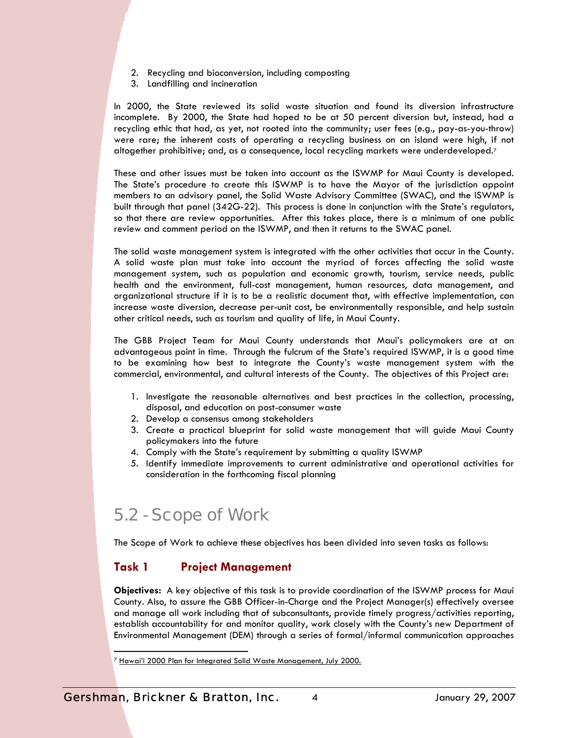2. Recycling and bioconversion, including composting
3. Landfilling and incineration

In 2000, the State reviewed its solid waste situation and found its diversion infrastructure incomplete. By 2000, the State had hoped to be at 50 percent diversion but, instead, had a recycling ethic that had, as yet, not rooted into the community; user fees (e.g., pay-as-you-throw) were rare; the inherent costs of operating a recycling business on an island were high, if not altogether prohibitive; and, as a consequence, local recycling markets were underdeveloped.[7]

These and other issues must be taken into account as the ISWMP for Maui County is developed. The State's procedure to create this ISWMP is to have the Mayor of the jurisdiction appoint members to an advisory panel, the Solid Waste Advisory Committee (SWAC), and the ISWMP is built through that panel (342G-22). This process is done in conjunction with the State's regulators, so that there are review opportunities. After this takes place, there is a minimum of one public review and comment period on the ISWMP, and then it returns to the SWAC panel.

The solid waste management system is integrated with the other activities that occur in the County. A solid waste plan must take into account the myriad of forces affecting the solid waste management system, such as population and economic growth, tourism, service needs, public health and the environment, full-cost management, human resources, data management, and organizational structure if it is to be a realistic document that, with effective implementation, can increase waste diversion, decrease per-unit cost, be environmentally responsible, and help sustain other critical needs, such as tourism and quality of life, in Maui County.

The GBB Project Team for Maui County understands that Maui's policymakers are at an advantageous point in time. Through the fulcrum of the State's required ISWMP, it is a good time to be examining how best to integrate the County's waste management system with the commercial, environmental, and cultural interests of the County. The objectives of this Project are:

1. Investigate the reasonable alternatives and best practices in the collection, processing, disposal, and education on post-consumer waste
2. Develop a consensus among stakeholders
3. Create a practical blueprint for solid waste management that will guide Maui County policymakers into the future
4. Comply with the State's requirement by submitting a quality ISWMP
5. Identify immediate improvements to current administrative and operational activities for consideration in the forthcoming fiscal planning

## 5.2 - Scope of Work

The Scope of Work to achieve these objectives has been divided into seven tasks as follows:

### Task 1 Project Management

**Objectives:** A key objective of this task is to provide coordination of the ISWMP process for Maui County. Also, to assure the GBB Officer-in-Charge and the Project Manager(s) effectively oversee and manage all work including that of subconsultants, provide timely progress/activities reporting, establish accountability for and monitor quality, work closely with the County's new Department of Environmental Management (DEM) through a series of formal/informal communication approaches

[7] Hawai'i 2000 Plan for Integrated Solid Waste Management, July 2000.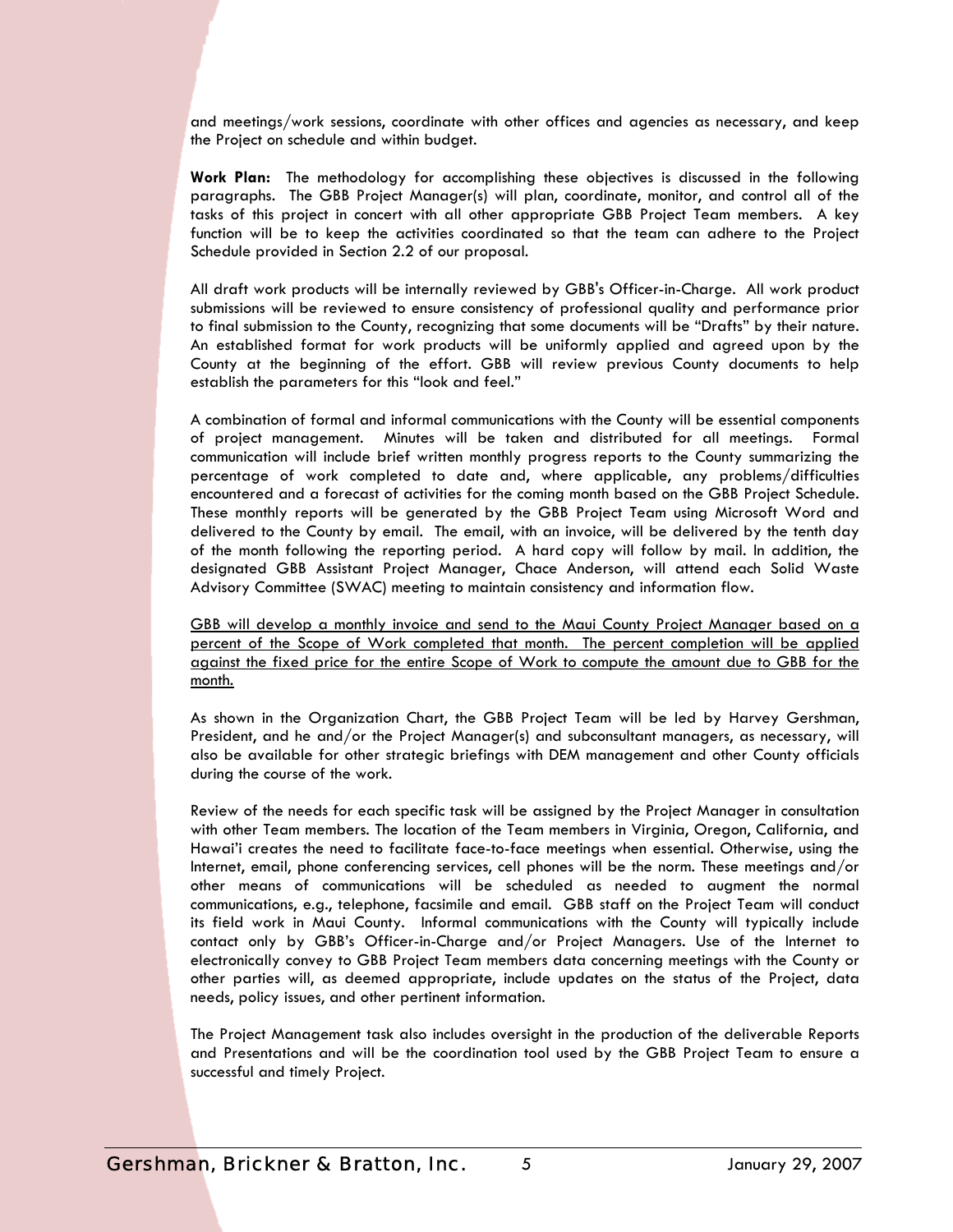and meetings/work sessions, coordinate with other offices and agencies as necessary, and keep the Project on schedule and within budget.

**Work Plan:** The methodology for accomplishing these objectives is discussed in the following paragraphs. The GBB Project Manager(s) will plan, coordinate, monitor, and control all of the tasks of this project in concert with all other appropriate GBB Project Team members. A key function will be to keep the activities coordinated so that the team can adhere to the Project Schedule provided in Section 2.2 of our proposal.

All draft work products will be internally reviewed by GBB's Officer-in-Charge. All work product submissions will be reviewed to ensure consistency of professional quality and performance prior to final submission to the County, recognizing that some documents will be "Drafts" by their nature. An established format for work products will be uniformly applied and agreed upon by the County at the beginning of the effort. GBB will review previous County documents to help establish the parameters for this "look and feel."

A combination of formal and informal communications with the County will be essential components of project management. Minutes will be taken and distributed for all meetings. Formal communication will include brief written monthly progress reports to the County summarizing the percentage of work completed to date and, where applicable, any problems/difficulties encountered and a forecast of activities for the coming month based on the GBB Project Schedule. These monthly reports will be generated by the GBB Project Team using Microsoft Word and delivered to the County by email. The email, with an invoice, will be delivered by the tenth day of the month following the reporting period. A hard copy will follow by mail. In addition, the designated GBB Assistant Project Manager, Chace Anderson, will attend each Solid Waste Advisory Committee (SWAC) meeting to maintain consistency and information flow.

<u>GBB will develop a monthly invoice and send to the Maui County Project Manager based on a percent of the Scope of Work completed that month. The percent completion will be applied against the fixed price for the entire Scope of Work to compute the amount due to GBB for the month.</u>

As shown in the Organization Chart, the GBB Project Team will be led by Harvey Gershman, President, and he and/or the Project Manager(s) and subconsultant managers, as necessary, will also be available for other strategic briefings with DEM management and other County officials during the course of the work.

Review of the needs for each specific task will be assigned by the Project Manager in consultation with other Team members. The location of the Team members in Virginia, Oregon, California, and Hawai'i creates the need to facilitate face-to-face meetings when essential. Otherwise, using the Internet, email, phone conferencing services, cell phones will be the norm. These meetings and/or other means of communications will be scheduled as needed to augment the normal communications, e.g., telephone, facsimile and email. GBB staff on the Project Team will conduct its field work in Maui County. Informal communications with the County will typically include contact only by GBB's Officer-in-Charge and/or Project Managers. Use of the Internet to electronically convey to GBB Project Team members data concerning meetings with the County or other parties will, as deemed appropriate, include updates on the status of the Project, data needs, policy issues, and other pertinent information.

The Project Management task also includes oversight in the production of the deliverable Reports and Presentations and will be the coordination tool used by the GBB Project Team to ensure a successful and timely Project.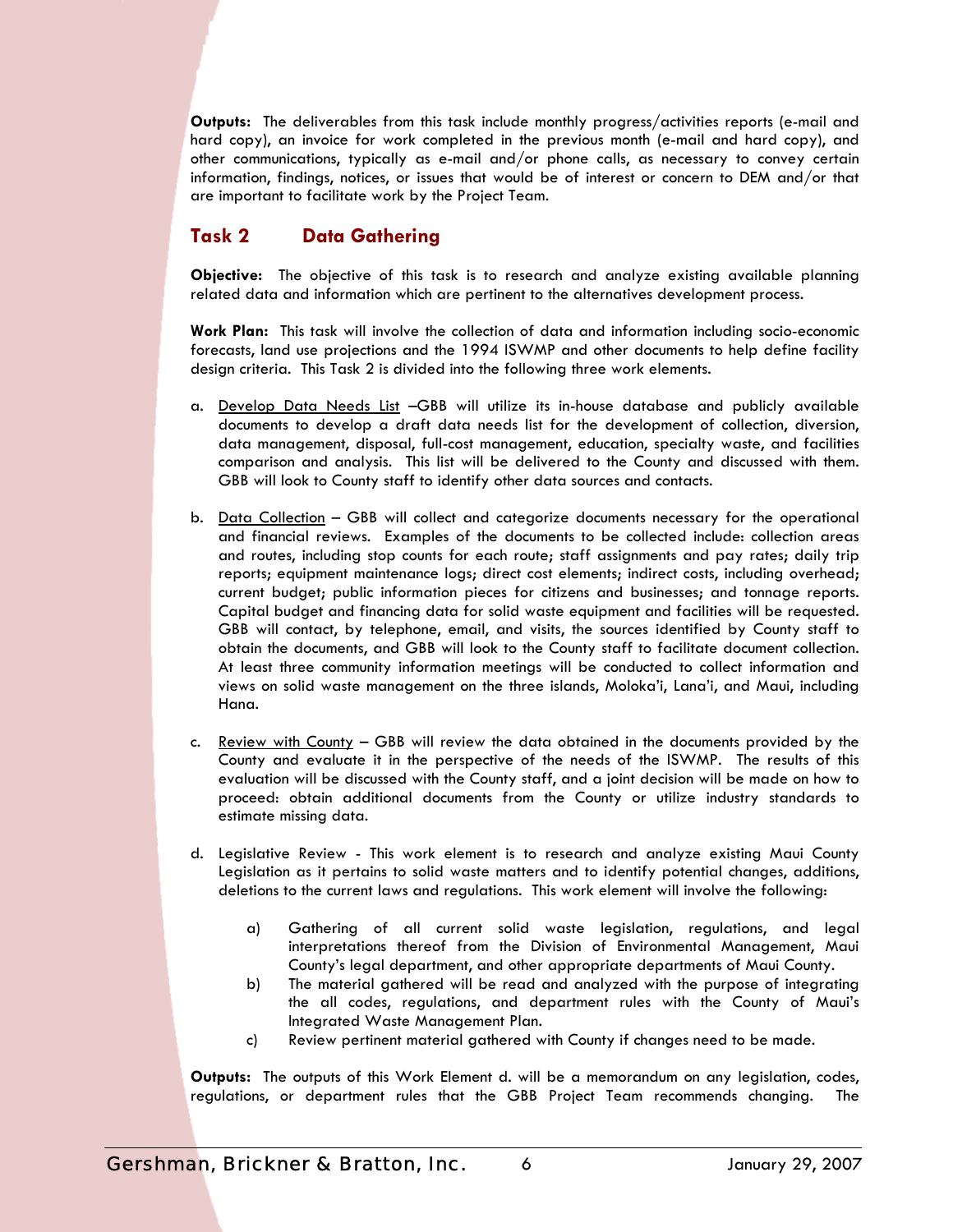**Outputs:** The deliverables from this task include monthly progress/activities reports (e-mail and hard copy), an invoice for work completed in the previous month (e-mail and hard copy), and other communications, typically as e-mail and/or phone calls, as necessary to convey certain information, findings, notices, or issues that would be of interest or concern to DEM and/or that are important to facilitate work by the Project Team.

## Task 2 Data Gathering

**Objective:** The objective of this task is to research and analyze existing available planning related data and information which are pertinent to the alternatives development process.

**Work Plan:** This task will involve the collection of data and information including socio-economic forecasts, land use projections and the 1994 ISWMP and other documents to help define facility design criteria. This Task 2 is divided into the following three work elements.

a. Develop Data Needs List –GBB will utilize its in-house database and publicly available documents to develop a draft data needs list for the development of collection, diversion, data management, disposal, full-cost management, education, specialty waste, and facilities comparison and analysis. This list will be delivered to the County and discussed with them. GBB will look to County staff to identify other data sources and contacts.

b. Data Collection – GBB will collect and categorize documents necessary for the operational and financial reviews. Examples of the documents to be collected include: collection areas and routes, including stop counts for each route; staff assignments and pay rates; daily trip reports; equipment maintenance logs; direct cost elements; indirect costs, including overhead; current budget; public information pieces for citizens and businesses; and tonnage reports. Capital budget and financing data for solid waste equipment and facilities will be requested. GBB will contact, by telephone, email, and visits, the sources identified by County staff to obtain the documents, and GBB will look to the County staff to facilitate document collection. At least three community information meetings will be conducted to collect information and views on solid waste management on the three islands, Moloka'i, Lana'i, and Maui, including Hana.

c. Review with County – GBB will review the data obtained in the documents provided by the County and evaluate it in the perspective of the needs of the ISWMP. The results of this evaluation will be discussed with the County staff, and a joint decision will be made on how to proceed: obtain additional documents from the County or utilize industry standards to estimate missing data.

d. Legislative Review - This work element is to research and analyze existing Maui County Legislation as it pertains to solid waste matters and to identify potential changes, additions, deletions to the current laws and regulations. This work element will involve the following:

   a) Gathering of all current solid waste legislation, regulations, and legal interpretations thereof from the Division of Environmental Management, Maui County's legal department, and other appropriate departments of Maui County.
   b) The material gathered will be read and analyzed with the purpose of integrating the all codes, regulations, and department rules with the County of Maui's Integrated Waste Management Plan.
   c) Review pertinent material gathered with County if changes need to be made.

**Outputs:** The outputs of this Work Element d. will be a memorandum on any legislation, codes, regulations, or department rules that the GBB Project Team recommends changing. The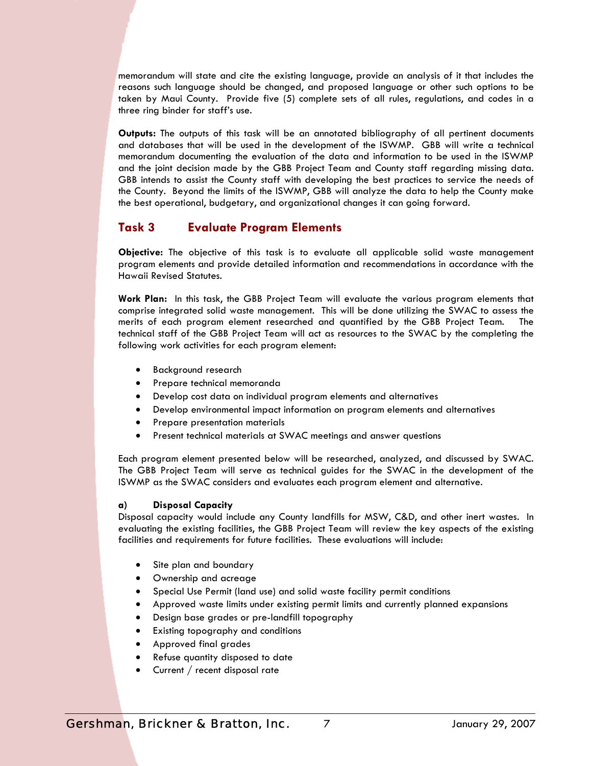memorandum will state and cite the existing language, provide an analysis of it that includes the reasons such language should be changed, and proposed language or other such options to be taken by Maui County. Provide five (5) complete sets of all rules, regulations, and codes in a three ring binder for staff's use.

**Outputs:** The outputs of this task will be an annotated bibliography of all pertinent documents and databases that will be used in the development of the ISWMP. GBB will write a technical memorandum documenting the evaluation of the data and information to be used in the ISWMP and the joint decision made by the GBB Project Team and County staff regarding missing data. GBB intends to assist the County staff with developing the best practices to service the needs of the County. Beyond the limits of the ISWMP, GBB will analyze the data to help the County make the best operational, budgetary, and organizational changes it can going forward.

## Task 3 Evaluate Program Elements

**Objective:** The objective of this task is to evaluate all applicable solid waste management program elements and provide detailed information and recommendations in accordance with the Hawaii Revised Statutes.

**Work Plan:** In this task, the GBB Project Team will evaluate the various program elements that comprise integrated solid waste management. This will be done utilizing the SWAC to assess the merits of each program element researched and quantified by the GBB Project Team. The technical staff of the GBB Project Team will act as resources to the SWAC by the completing the following work activities for each program element:

- Background research
- Prepare technical memoranda
- Develop cost data on individual program elements and alternatives
- Develop environmental impact information on program elements and alternatives
- Prepare presentation materials
- Present technical materials at SWAC meetings and answer questions

Each program element presented below will be researched, analyzed, and discussed by SWAC. The GBB Project Team will serve as technical guides for the SWAC in the development of the ISWMP as the SWAC considers and evaluates each program element and alternative.

#### a) Disposal Capacity

Disposal capacity would include any County landfills for MSW, C&D, and other inert wastes. In evaluating the existing facilities, the GBB Project Team will review the key aspects of the existing facilities and requirements for future facilities. These evaluations will include:

- Site plan and boundary
- Ownership and acreage
- Special Use Permit (land use) and solid waste facility permit conditions
- Approved waste limits under existing permit limits and currently planned expansions
- Design base grades or pre-landfill topography
- Existing topography and conditions
- Approved final grades
- Refuse quantity disposed to date
- Current / recent disposal rate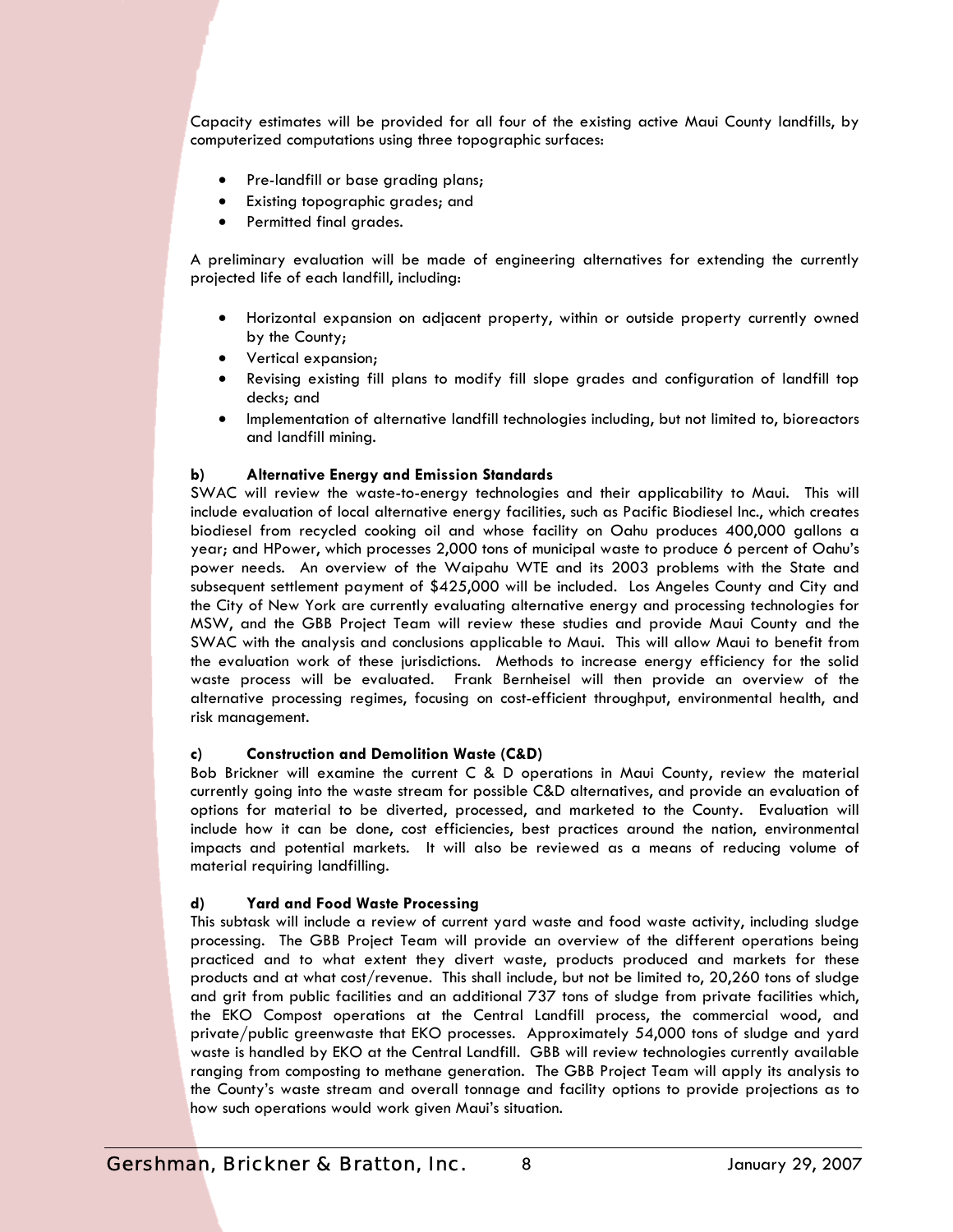Capacity estimates will be provided for all four of the existing active Maui County landfills, by computerized computations using three topographic surfaces:

- Pre-landfill or base grading plans;
- Existing topographic grades; and
- Permitted final grades.

A preliminary evaluation will be made of engineering alternatives for extending the currently projected life of each landfill, including:

- Horizontal expansion on adjacent property, within or outside property currently owned by the County;
- Vertical expansion;
- Revising existing fill plans to modify fill slope grades and configuration of landfill top decks; and
- Implementation of alternative landfill technologies including, but not limited to, bioreactors and landfill mining.

**b) Alternative Energy and Emission Standards**

SWAC will review the waste-to-energy technologies and their applicability to Maui. This will include evaluation of local alternative energy facilities, such as Pacific Biodiesel Inc., which creates biodiesel from recycled cooking oil and whose facility on Oahu produces 400,000 gallons a year; and HPower, which processes 2,000 tons of municipal waste to produce 6 percent of Oahu's power needs. An overview of the Waipahu WTE and its 2003 problems with the State and subsequent settlement payment of $425,000 will be included. Los Angeles County and City and the City of New York are currently evaluating alternative energy and processing technologies for MSW, and the GBB Project Team will review these studies and provide Maui County and the SWAC with the analysis and conclusions applicable to Maui. This will allow Maui to benefit from the evaluation work of these jurisdictions. Methods to increase energy efficiency for the solid waste process will be evaluated. Frank Bernheisel will then provide an overview of the alternative processing regimes, focusing on cost-efficient throughput, environmental health, and risk management.

**c) Construction and Demolition Waste (C&D)**

Bob Brickner will examine the current C & D operations in Maui County, review the material currently going into the waste stream for possible C&D alternatives, and provide an evaluation of options for material to be diverted, processed, and marketed to the County. Evaluation will include how it can be done, cost efficiencies, best practices around the nation, environmental impacts and potential markets. It will also be reviewed as a means of reducing volume of material requiring landfilling.

**d) Yard and Food Waste Processing**

This subtask will include a review of current yard waste and food waste activity, including sludge processing. The GBB Project Team will provide an overview of the different operations being practiced and to what extent they divert waste, products produced and markets for these products and at what cost/revenue. This shall include, but not be limited to, 20,260 tons of sludge and grit from public facilities and an additional 737 tons of sludge from private facilities which, the EKO Compost operations at the Central Landfill process, the commercial wood, and private/public greenwaste that EKO processes. Approximately 54,000 tons of sludge and yard waste is handled by EKO at the Central Landfill. GBB will review technologies currently available ranging from composting to methane generation. The GBB Project Team will apply its analysis to the County's waste stream and overall tonnage and facility options to provide projections as to how such operations would work given Maui's situation.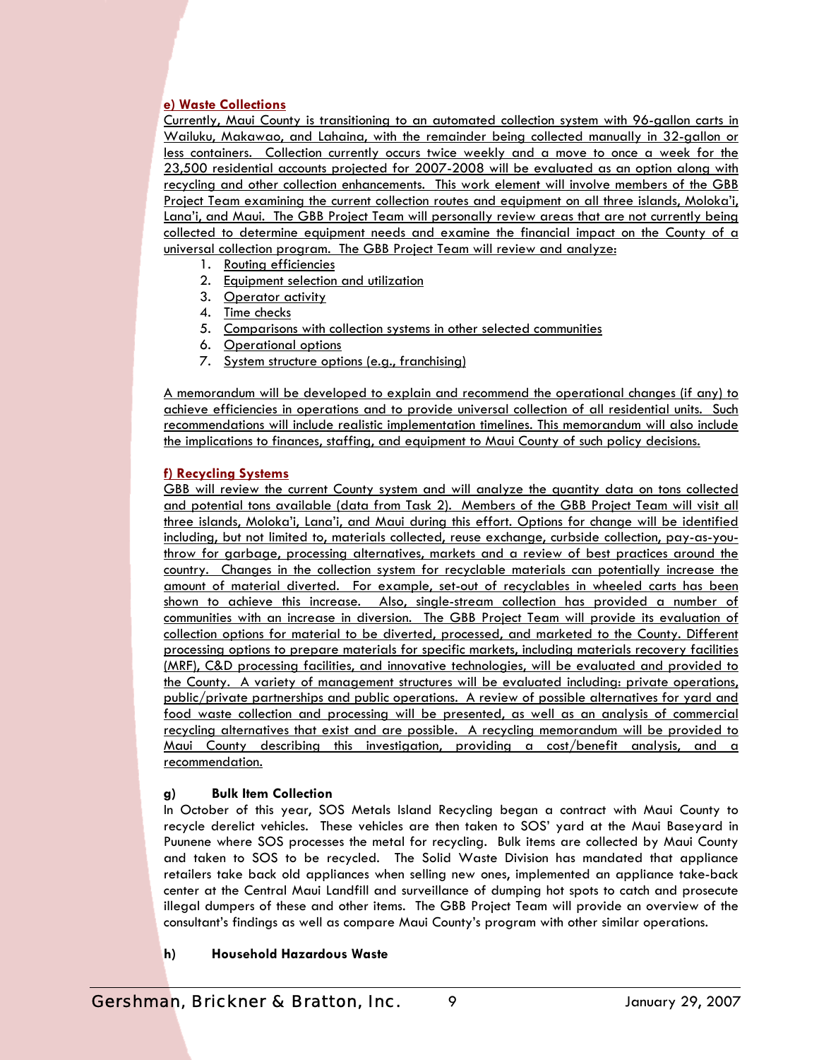#### e) Waste Collections

Currently, Maui County is transitioning to an automated collection system with 96-gallon carts in Wailuku, Makawao, and Lahaina, with the remainder being collected manually in 32-gallon or less containers. Collection currently occurs twice weekly and a move to once a week for the 23,500 residential accounts projected for 2007-2008 will be evaluated as an option along with recycling and other collection enhancements. This work element will involve members of the GBB Project Team examining the current collection routes and equipment on all three islands, Moloka'i, Lana'i, and Maui. The GBB Project Team will personally review areas that are not currently being collected to determine equipment needs and examine the financial impact on the County of a universal collection program. The GBB Project Team will review and analyze:

1. Routing efficiencies
2. Equipment selection and utilization
3. Operator activity
4. Time checks
5. Comparisons with collection systems in other selected communities
6. Operational options
7. System structure options (e.g., franchising)

A memorandum will be developed to explain and recommend the operational changes (if any) to achieve efficiencies in operations and to provide universal collection of all residential units. Such recommendations will include realistic implementation timelines. This memorandum will also include the implications to finances, staffing, and equipment to Maui County of such policy decisions.

#### f) Recycling Systems

GBB will review the current County system and will analyze the quantity data on tons collected and potential tons available (data from Task 2). Members of the GBB Project Team will visit all three islands, Moloka'i, Lana'i, and Maui during this effort. Options for change will be identified including, but not limited to, materials collected, reuse exchange, curbside collection, pay-as-you-throw for garbage, processing alternatives, markets and a review of best practices around the country. Changes in the collection system for recyclable materials can potentially increase the amount of material diverted. For example, set-out of recyclables in wheeled carts has been shown to achieve this increase. Also, single-stream collection has provided a number of communities with an increase in diversion. The GBB Project Team will provide its evaluation of collection options for material to be diverted, processed, and marketed to the County. Different processing options to prepare materials for specific markets, including materials recovery facilities (MRF), C&D processing facilities, and innovative technologies, will be evaluated and provided to the County. A variety of management structures will be evaluated including: private operations, public/private partnerships and public operations. A review of possible alternatives for yard and food waste collection and processing will be presented, as well as an analysis of commercial recycling alternatives that exist and are possible. A recycling memorandum will be provided to Maui County describing this investigation, providing a cost/benefit analysis, and a recommendation.

#### g) Bulk Item Collection

In October of this year, SOS Metals Island Recycling began a contract with Maui County to recycle derelict vehicles. These vehicles are then taken to SOS' yard at the Maui Baseyard in Puunene where SOS processes the metal for recycling. Bulk items are collected by Maui County and taken to SOS to be recycled. The Solid Waste Division has mandated that appliance retailers take back old appliances when selling new ones, implemented an appliance take-back center at the Central Maui Landfill and surveillance of dumping hot spots to catch and prosecute illegal dumpers of these and other items. The GBB Project Team will provide an overview of the consultant's findings as well as compare Maui County's program with other similar operations.

#### h) Household Hazardous Waste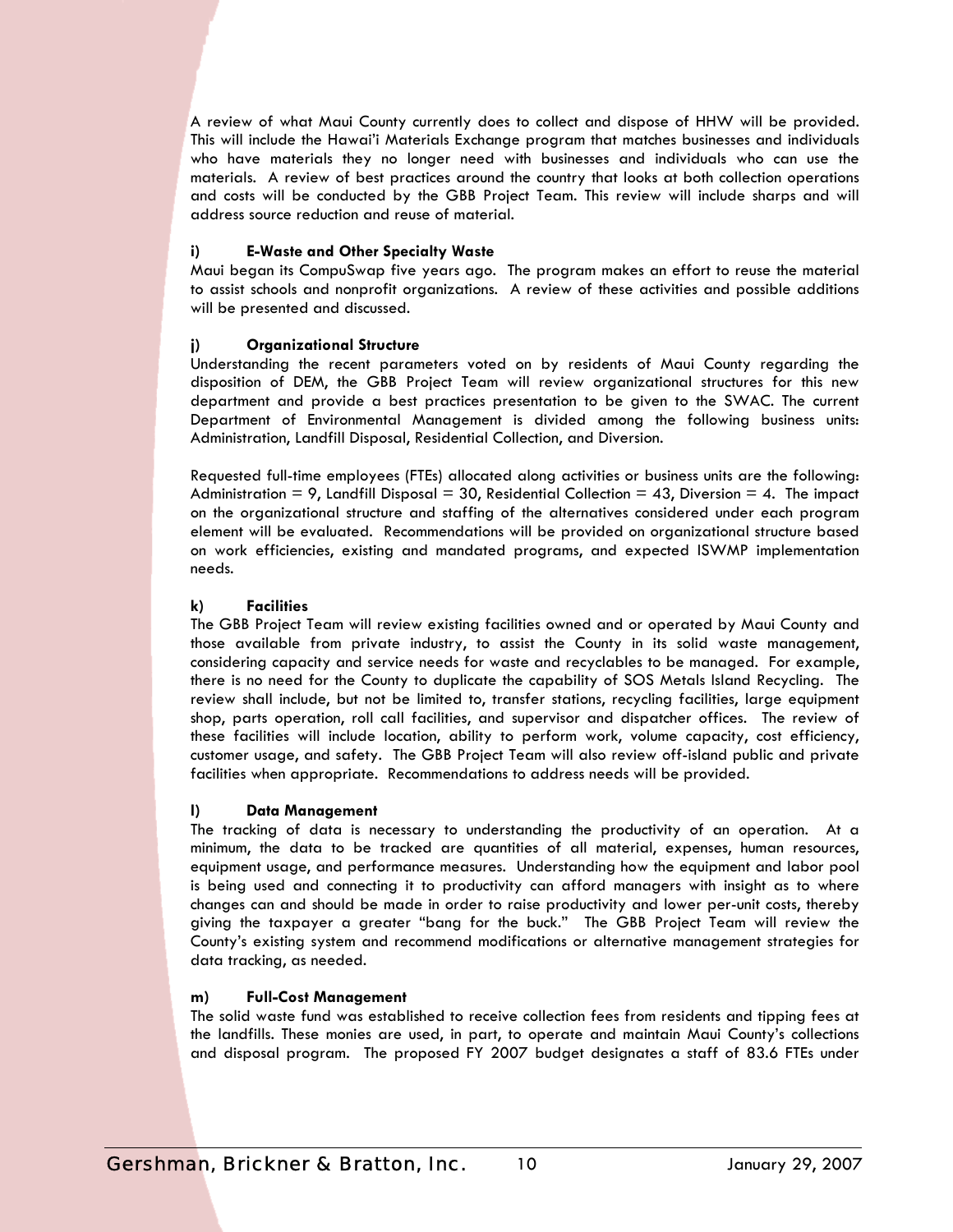A review of what Maui County currently does to collect and dispose of HHW will be provided. This will include the Hawai'i Materials Exchange program that matches businesses and individuals who have materials they no longer need with businesses and individuals who can use the materials. A review of best practices around the country that looks at both collection operations and costs will be conducted by the GBB Project Team. This review will include sharps and will address source reduction and reuse of material.

**i) E-Waste and Other Specialty Waste**

Maui began its CompuSwap five years ago. The program makes an effort to reuse the material to assist schools and nonprofit organizations. A review of these activities and possible additions will be presented and discussed.

**j) Organizational Structure**

Understanding the recent parameters voted on by residents of Maui County regarding the disposition of DEM, the GBB Project Team will review organizational structures for this new department and provide a best practices presentation to be given to the SWAC. The current Department of Environmental Management is divided among the following business units: Administration, Landfill Disposal, Residential Collection, and Diversion.

Requested full-time employees (FTEs) allocated along activities or business units are the following: Administration = 9, Landfill Disposal = 30, Residential Collection = 43, Diversion = 4. The impact on the organizational structure and staffing of the alternatives considered under each program element will be evaluated. Recommendations will be provided on organizational structure based on work efficiencies, existing and mandated programs, and expected ISWMP implementation needs.

**k) Facilities**

The GBB Project Team will review existing facilities owned and or operated by Maui County and those available from private industry, to assist the County in its solid waste management, considering capacity and service needs for waste and recyclables to be managed. For example, there is no need for the County to duplicate the capability of SOS Metals Island Recycling. The review shall include, but not be limited to, transfer stations, recycling facilities, large equipment shop, parts operation, roll call facilities, and supervisor and dispatcher offices. The review of these facilities will include location, ability to perform work, volume capacity, cost efficiency, customer usage, and safety. The GBB Project Team will also review off-island public and private facilities when appropriate. Recommendations to address needs will be provided.

**l) Data Management**

The tracking of data is necessary to understanding the productivity of an operation. At a minimum, the data to be tracked are quantities of all material, expenses, human resources, equipment usage, and performance measures. Understanding how the equipment and labor pool is being used and connecting it to productivity can afford managers with insight as to where changes can and should be made in order to raise productivity and lower per-unit costs, thereby giving the taxpayer a greater "bang for the buck." The GBB Project Team will review the County's existing system and recommend modifications or alternative management strategies for data tracking, as needed.

**m) Full-Cost Management**

The solid waste fund was established to receive collection fees from residents and tipping fees at the landfills. These monies are used, in part, to operate and maintain Maui County's collections and disposal program. The proposed FY 2007 budget designates a staff of 83.6 FTEs under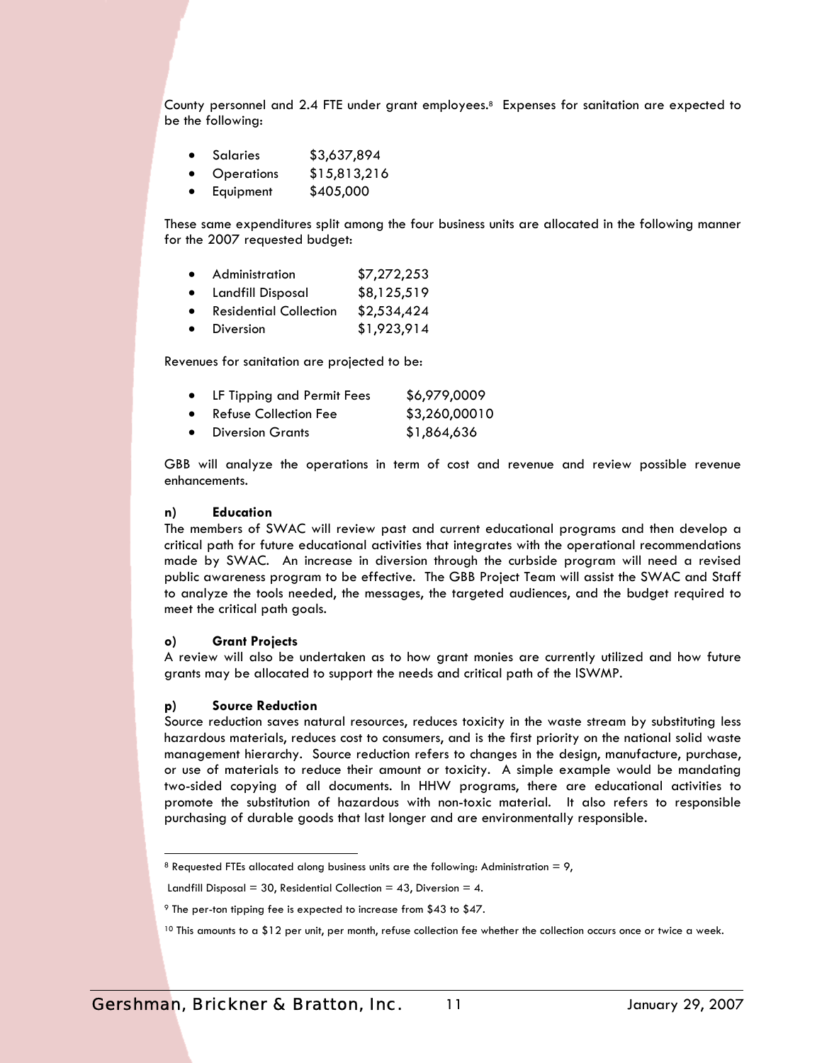County personnel and 2.4 FTE under grant employees.[8] Expenses for sanitation are expected to be the following:

- Salaries $3,637,894
- Operations $15,813,216
- Equipment $405,000

These same expenditures split among the four business units are allocated in the following manner for the 2007 requested budget:

- Administration $7,272,253
- Landfill Disposal $8,125,519
- Residential Collection $2,534,424
- Diversion $1,923,914

Revenues for sanitation are projected to be:

- LF Tipping and Permit Fees $6,979,000[9]
- Refuse Collection Fee $3,260,000[10]
- Diversion Grants $1,864,636

GBB will analyze the operations in term of cost and revenue and review possible revenue enhancements.

**n) Education**

The members of SWAC will review past and current educational programs and then develop a critical path for future educational activities that integrates with the operational recommendations made by SWAC. An increase in diversion through the curbside program will need a revised public awareness program to be effective. The GBB Project Team will assist the SWAC and Staff to analyze the tools needed, the messages, the targeted audiences, and the budget required to meet the critical path goals.

**o) Grant Projects**

A review will also be undertaken as to how grant monies are currently utilized and how future grants may be allocated to support the needs and critical path of the ISWMP.

**p) Source Reduction**

Source reduction saves natural resources, reduces toxicity in the waste stream by substituting less hazardous materials, reduces cost to consumers, and is the first priority on the national solid waste management hierarchy. Source reduction refers to changes in the design, manufacture, purchase, or use of materials to reduce their amount or toxicity. A simple example would be mandating two-sided copying of all documents. In HHW programs, there are educational activities to promote the substitution of hazardous with non-toxic material. It also refers to responsible purchasing of durable goods that last longer and are environmentally responsible.

---

[8] Requested FTEs allocated along business units are the following: Administration = 9, Landfill Disposal = 30, Residential Collection = 43, Diversion = 4.

[9] The per-ton tipping fee is expected to increase from $43 to $47.

[10] This amounts to a $12 per unit, per month, refuse collection fee whether the collection occurs once or twice a week.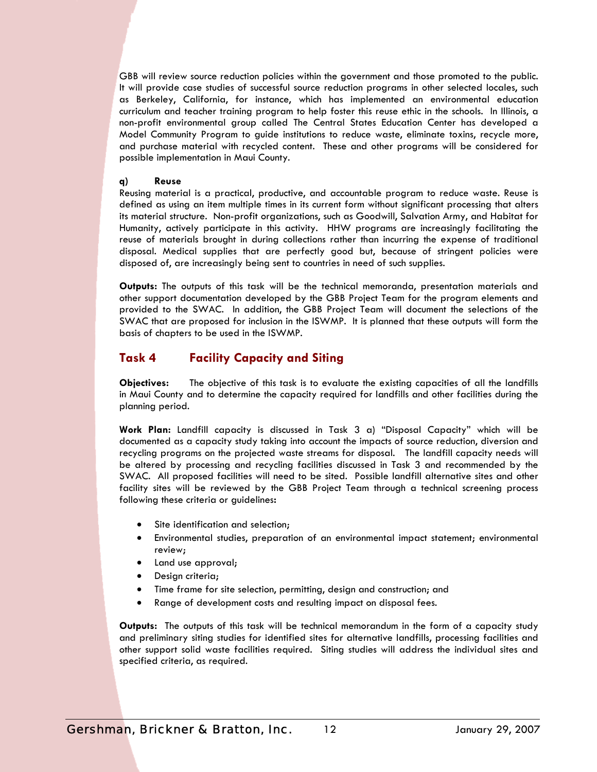GBB will review source reduction policies within the government and those promoted to the public. It will provide case studies of successful source reduction programs in other selected locales, such as Berkeley, California, for instance, which has implemented an environmental education curriculum and teacher training program to help foster this reuse ethic in the schools. In Illinois, a non-profit environmental group called The Central States Education Center has developed a Model Community Program to guide institutions to reduce waste, eliminate toxins, recycle more, and purchase material with recycled content. These and other programs will be considered for possible implementation in Maui County.

**q) Reuse**

Reusing material is a practical, productive, and accountable program to reduce waste. Reuse is defined as using an item multiple times in its current form without significant processing that alters its material structure. Non-profit organizations, such as Goodwill, Salvation Army, and Habitat for Humanity, actively participate in this activity. HHW programs are increasingly facilitating the reuse of materials brought in during collections rather than incurring the expense of traditional disposal. Medical supplies that are perfectly good but, because of stringent policies were disposed of, are increasingly being sent to countries in need of such supplies.

**Outputs:** The outputs of this task will be the technical memoranda, presentation materials and other support documentation developed by the GBB Project Team for the program elements and provided to the SWAC. In addition, the GBB Project Team will document the selections of the SWAC that are proposed for inclusion in the ISWMP. It is planned that these outputs will form the basis of chapters to be used in the ISWMP.

## Task 4 Facility Capacity and Siting

**Objectives:** The objective of this task is to evaluate the existing capacities of all the landfills in Maui County and to determine the capacity required for landfills and other facilities during the planning period.

**Work Plan:** Landfill capacity is discussed in Task 3 a) "Disposal Capacity" which will be documented as a capacity study taking into account the impacts of source reduction, diversion and recycling programs on the projected waste streams for disposal. The landfill capacity needs will be altered by processing and recycling facilities discussed in Task 3 and recommended by the SWAC. All proposed facilities will need to be sited. Possible landfill alternative sites and other facility sites will be reviewed by the GBB Project Team through a technical screening process following these criteria or guidelines:

- Site identification and selection;
- Environmental studies, preparation of an environmental impact statement; environmental review;
- Land use approval;
- Design criteria;
- Time frame for site selection, permitting, design and construction; and
- Range of development costs and resulting impact on disposal fees.

**Outputs:** The outputs of this task will be technical memorandum in the form of a capacity study and preliminary siting studies for identified sites for alternative landfills, processing facilities and other support solid waste facilities required. Siting studies will address the individual sites and specified criteria, as required.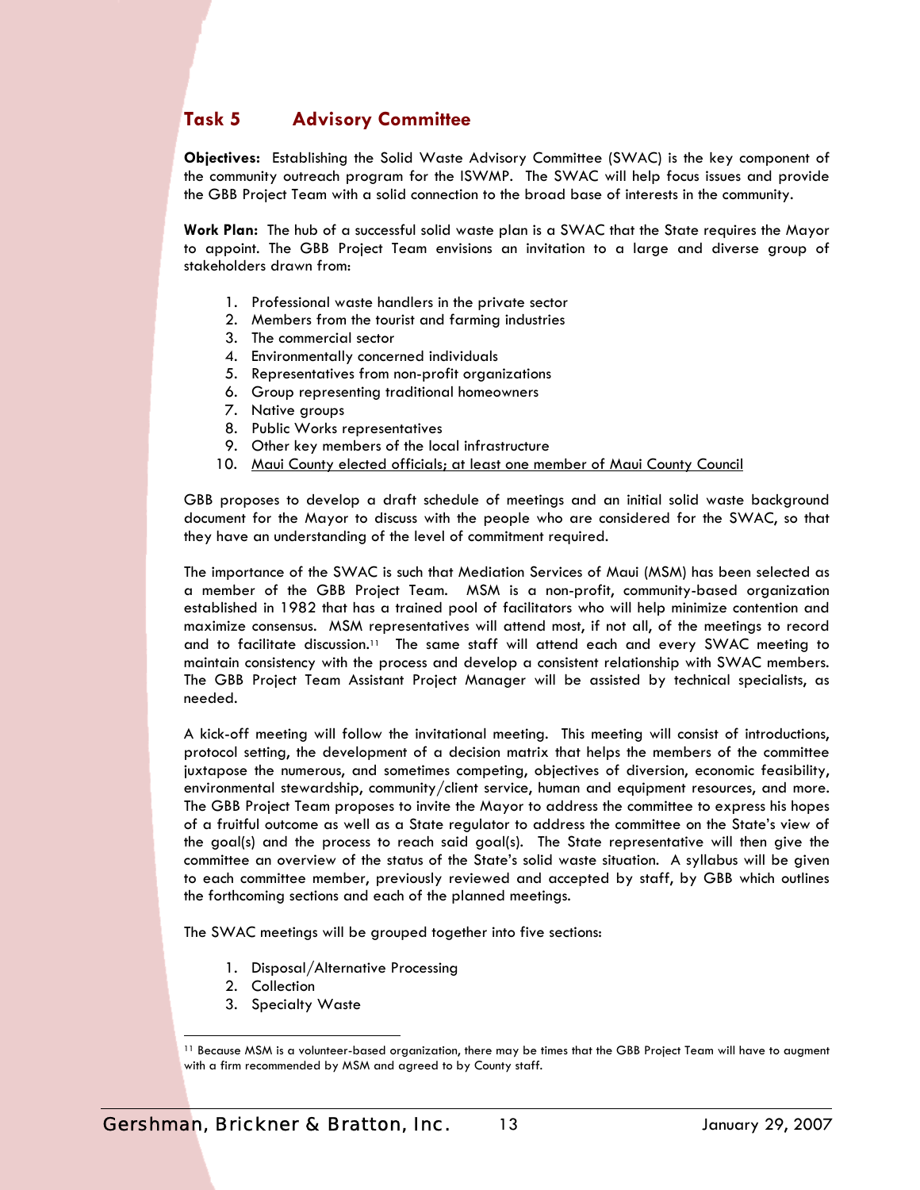## Task 5 Advisory Committee

**Objectives:** Establishing the Solid Waste Advisory Committee (SWAC) is the key component of the community outreach program for the ISWMP. The SWAC will help focus issues and provide the GBB Project Team with a solid connection to the broad base of interests in the community.

**Work Plan:** The hub of a successful solid waste plan is a SWAC that the State requires the Mayor to appoint. The GBB Project Team envisions an invitation to a large and diverse group of stakeholders drawn from:

1. Professional waste handlers in the private sector
2. Members from the tourist and farming industries
3. The commercial sector
4. Environmentally concerned individuals
5. Representatives from non-profit organizations
6. Group representing traditional homeowners
7. Native groups
8. Public Works representatives
9. Other key members of the local infrastructure
10. <u>Maui County elected officials; at least one member of Maui County Council</u>

GBB proposes to develop a draft schedule of meetings and an initial solid waste background document for the Mayor to discuss with the people who are considered for the SWAC, so that they have an understanding of the level of commitment required.

The importance of the SWAC is such that Mediation Services of Maui (MSM) has been selected as a member of the GBB Project Team. MSM is a non-profit, community-based organization established in 1982 that has a trained pool of facilitators who will help minimize contention and maximize consensus. MSM representatives will attend most, if not all, of the meetings to record and to facilitate discussion.[11] The same staff will attend each and every SWAC meeting to maintain consistency with the process and develop a consistent relationship with SWAC members. The GBB Project Team Assistant Project Manager will be assisted by technical specialists, as needed.

A kick-off meeting will follow the invitational meeting. This meeting will consist of introductions, protocol setting, the development of a decision matrix that helps the members of the committee juxtapose the numerous, and sometimes competing, objectives of diversion, economic feasibility, environmental stewardship, community/client service, human and equipment resources, and more. The GBB Project Team proposes to invite the Mayor to address the committee to express his hopes of a fruitful outcome as well as a State regulator to address the committee on the State's view of the goal(s) and the process to reach said goal(s). The State representative will then give the committee an overview of the status of the State's solid waste situation. A syllabus will be given to each committee member, previously reviewed and accepted by staff, by GBB which outlines the forthcoming sections and each of the planned meetings.

The SWAC meetings will be grouped together into five sections:

1. Disposal/Alternative Processing
2. Collection
3. Specialty Waste

[11] Because MSM is a volunteer-based organization, there may be times that the GBB Project Team will have to augment with a firm recommended by MSM and agreed to by County staff.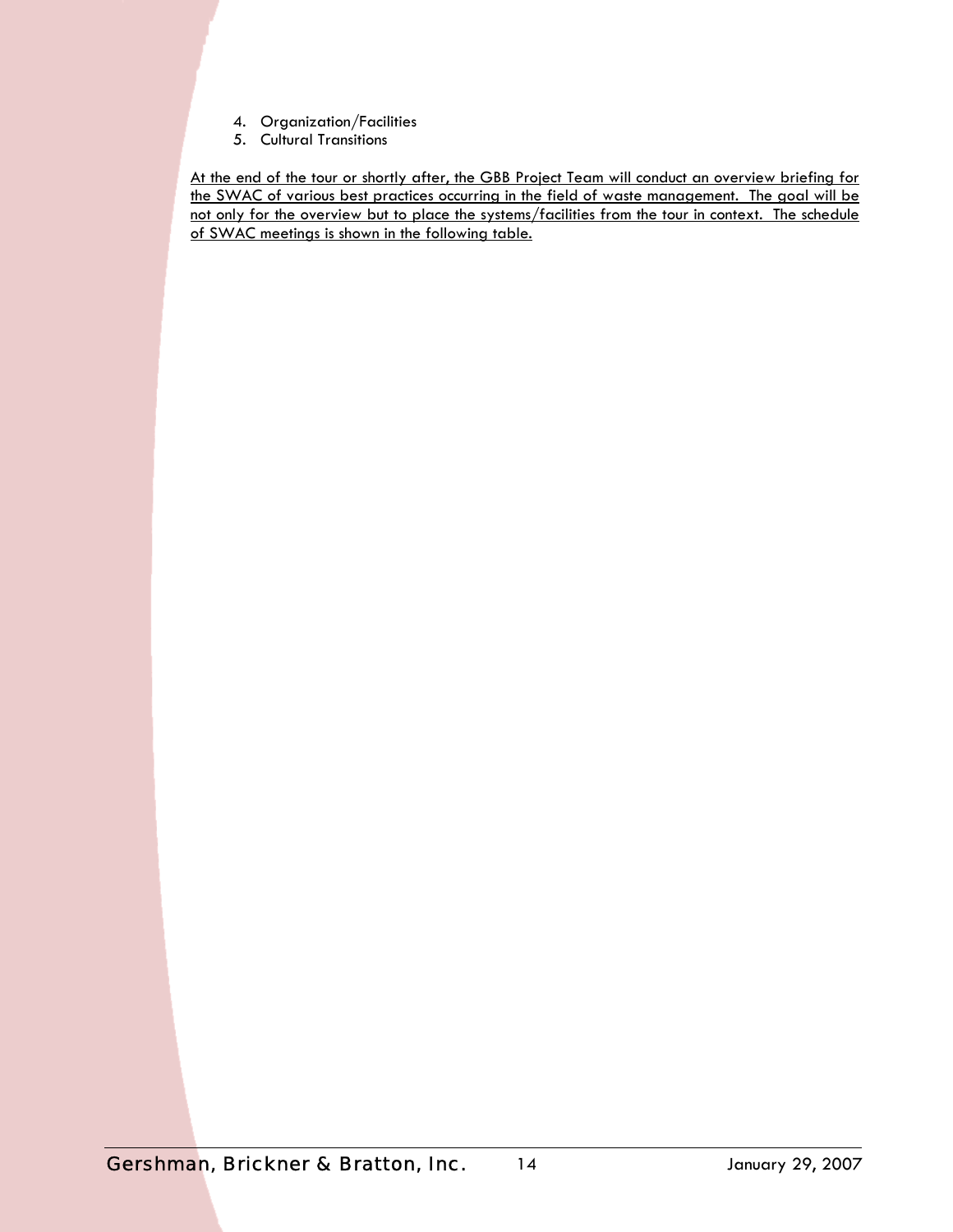4. Organization/Facilities
5. Cultural Transitions

At the end of the tour or shortly after, the GBB Project Team will conduct an overview briefing for the SWAC of various best practices occurring in the field of waste management. The goal will be not only for the overview but to place the systems/facilities from the tour in context. The schedule of SWAC meetings is shown in the following table.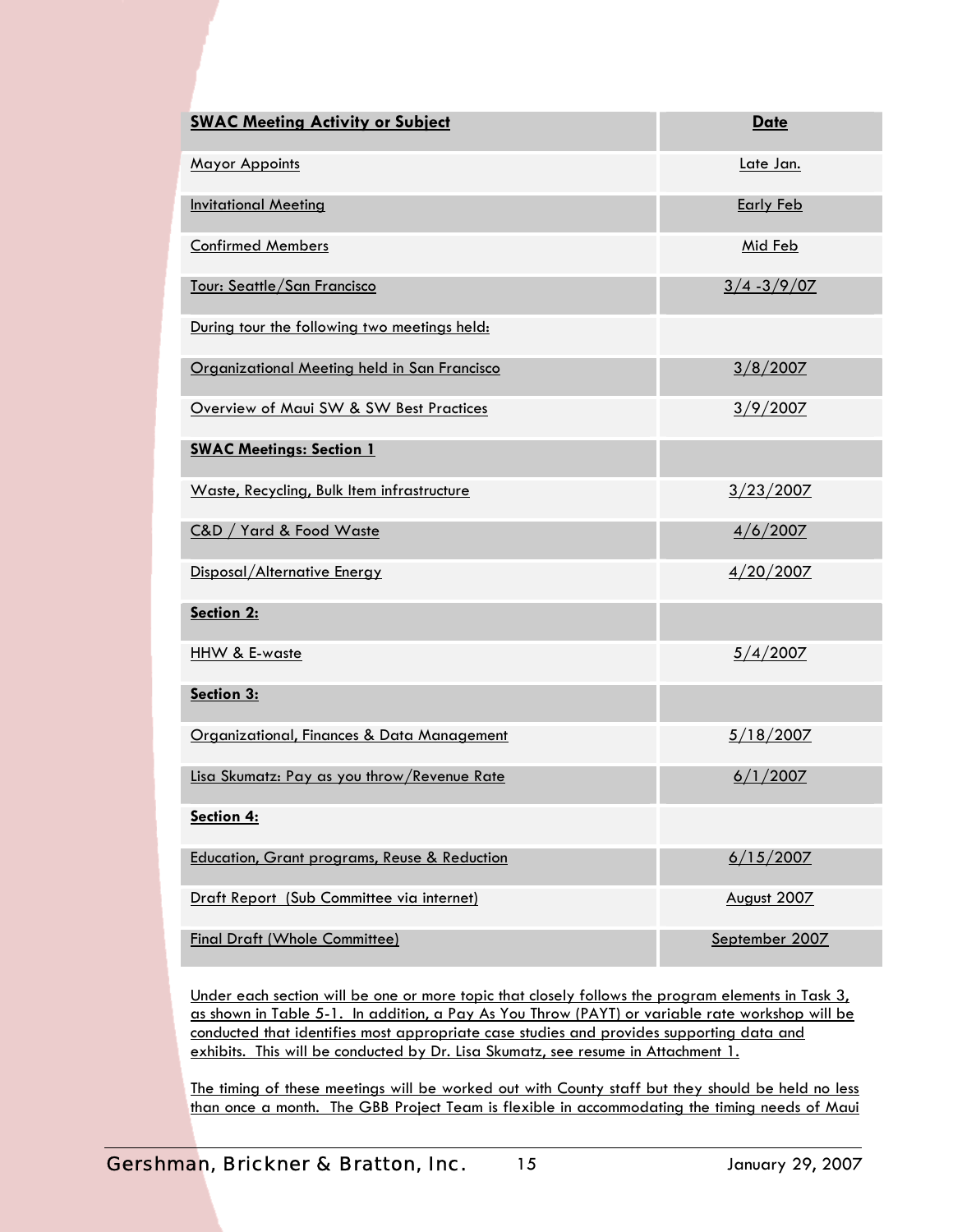| SWAC Meeting Activity or Subject | Date |
|---|---|
| Mayor Appoints | Late Jan. |
| Invitational Meeting | Early Feb |
| Confirmed Members | Mid Feb |
| Tour: Seattle/San Francisco | 3/4 -3/9/07 |
| During tour the following two meetings held: | |
| Organizational Meeting held in San Francisco | 3/8/2007 |
| Overview of Maui SW & SW Best Practices | 3/9/2007 |
| **SWAC Meetings: Section 1** | |
| Waste, Recycling, Bulk Item infrastructure | 3/23/2007 |
| C&D / Yard & Food Waste | 4/6/2007 |
| Disposal/Alternative Energy | 4/20/2007 |
| **Section 2:** | |
| HHW & E-waste | 5/4/2007 |
| **Section 3:** | |
| Organizational, Finances & Data Management | 5/18/2007 |
| Lisa Skumatz: Pay as you throw/Revenue Rate | 6/1/2007 |
| **Section 4:** | |
| Education, Grant programs, Reuse & Reduction | 6/15/2007 |
| Draft Report (Sub Committee via internet) | August 2007 |
| Final Draft (Whole Committee) | September 2007 |

Under each section will be one or more topic that closely follows the program elements in Task 3, as shown in Table 5-1. In addition, a Pay As You Throw (PAYT) or variable rate workshop will be conducted that identifies most appropriate case studies and provides supporting data and exhibits. This will be conducted by Dr. Lisa Skumatz, see resume in Attachment 1.

The timing of these meetings will be worked out with County staff but they should be held no less than once a month. The GBB Project Team is flexible in accommodating the timing needs of Maui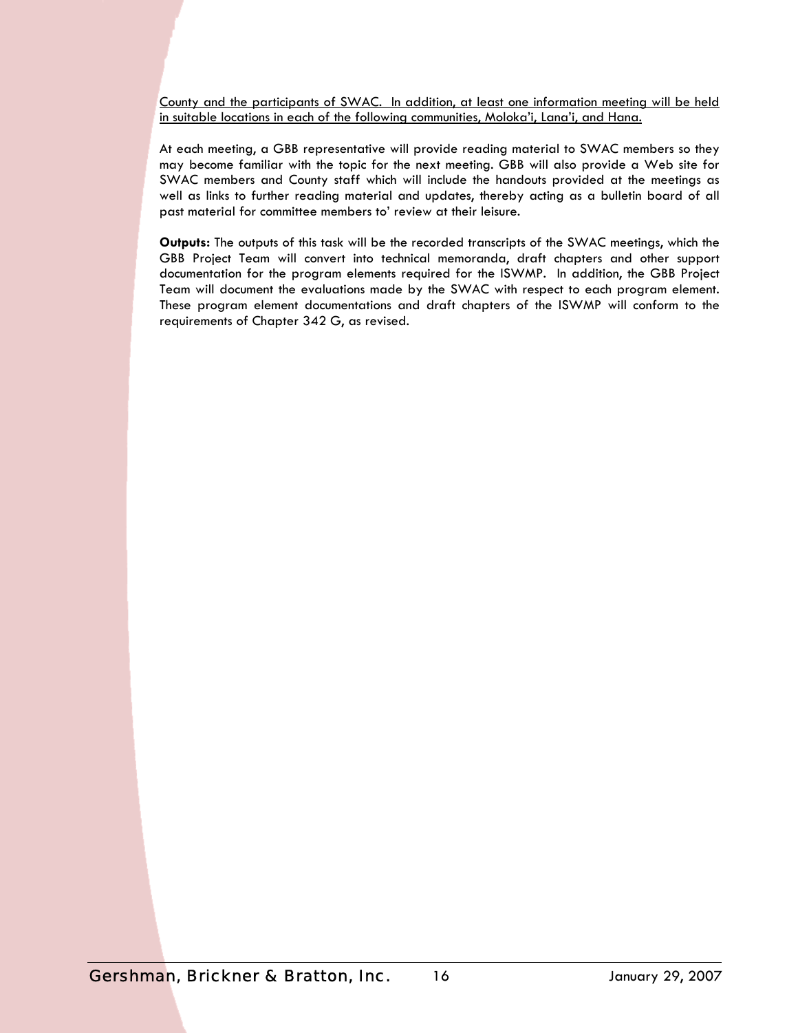<u>County and the participants of SWAC. In addition, at least one information meeting will be held in suitable locations in each of the following communities, Moloka'i, Lana'i, and Hana.</u>

At each meeting, a GBB representative will provide reading material to SWAC members so they may become familiar with the topic for the next meeting. GBB will also provide a Web site for SWAC members and County staff which will include the handouts provided at the meetings as well as links to further reading material and updates, thereby acting as a bulletin board of all past material for committee members to' review at their leisure.

**Outputs:** The outputs of this task will be the recorded transcripts of the SWAC meetings, which the GBB Project Team will convert into technical memoranda, draft chapters and other support documentation for the program elements required for the ISWMP. In addition, the GBB Project Team will document the evaluations made by the SWAC with respect to each program element. These program element documentations and draft chapters of the ISWMP will conform to the requirements of Chapter 342 G, as revised.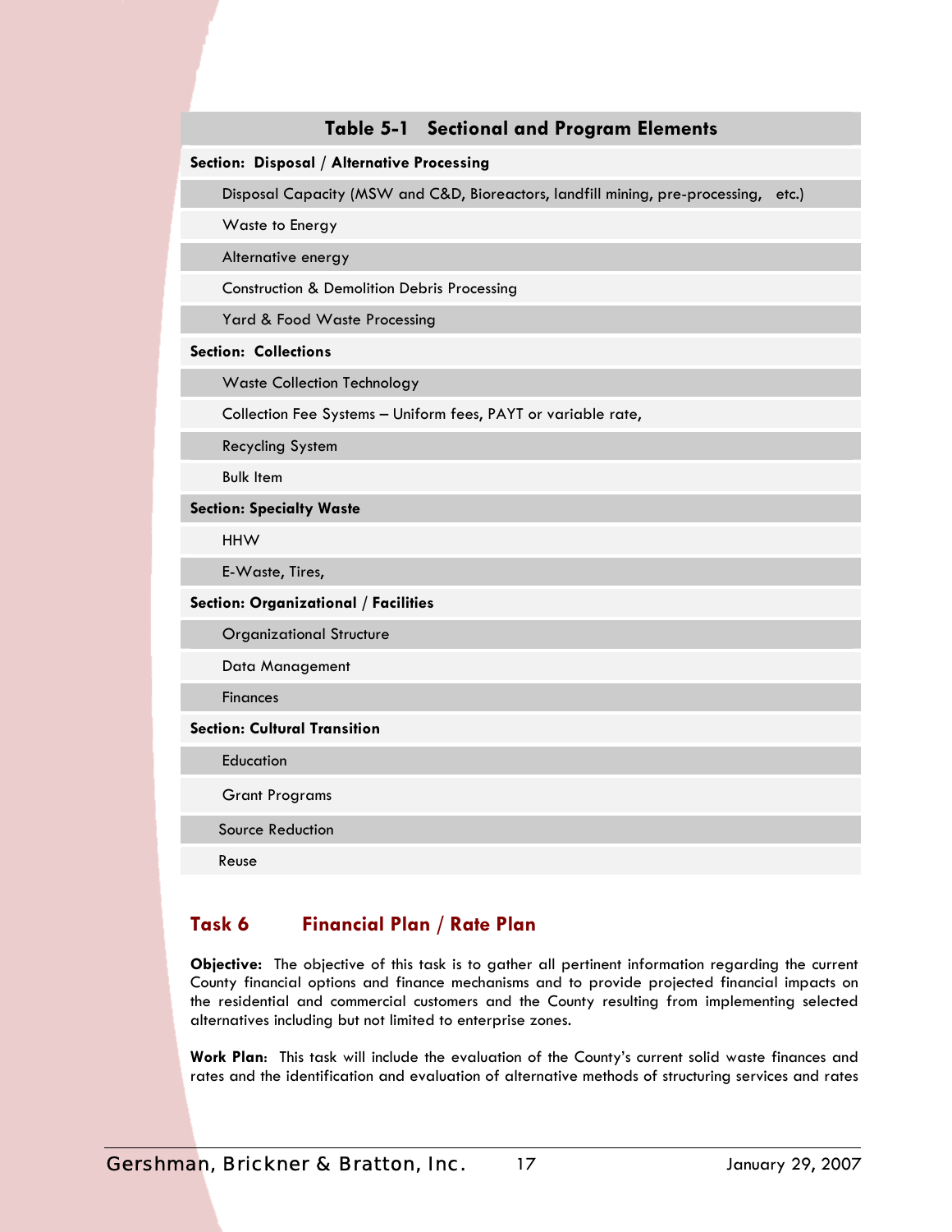**Table 5-1 Sectional and Program Elements**

| Section / Program Element |
|---|
| **Section: Disposal / Alternative Processing** |
| Disposal Capacity (MSW and C&D, Bioreactors, landfill mining, pre-processing, etc.) |
| Waste to Energy |
| Alternative energy |
| Construction & Demolition Debris Processing |
| Yard & Food Waste Processing |
| **Section: Collections** |
| Waste Collection Technology |
| Collection Fee Systems – Uniform fees, PAYT or variable rate, |
| Recycling System |
| Bulk Item |
| **Section: Specialty Waste** |
| HHW |
| E-Waste, Tires, |
| **Section: Organizational / Facilities** |
| Organizational Structure |
| Data Management |
| Finances |
| **Section: Cultural Transition** |
| Education |
| Grant Programs |
| Source Reduction |
| Reuse |

## Task 6 Financial Plan / Rate Plan

**Objective:** The objective of this task is to gather all pertinent information regarding the current County financial options and finance mechanisms and to provide projected financial impacts on the residential and commercial customers and the County resulting from implementing selected alternatives including but not limited to enterprise zones.

**Work Plan:** This task will include the evaluation of the County's current solid waste finances and rates and the identification and evaluation of alternative methods of structuring services and rates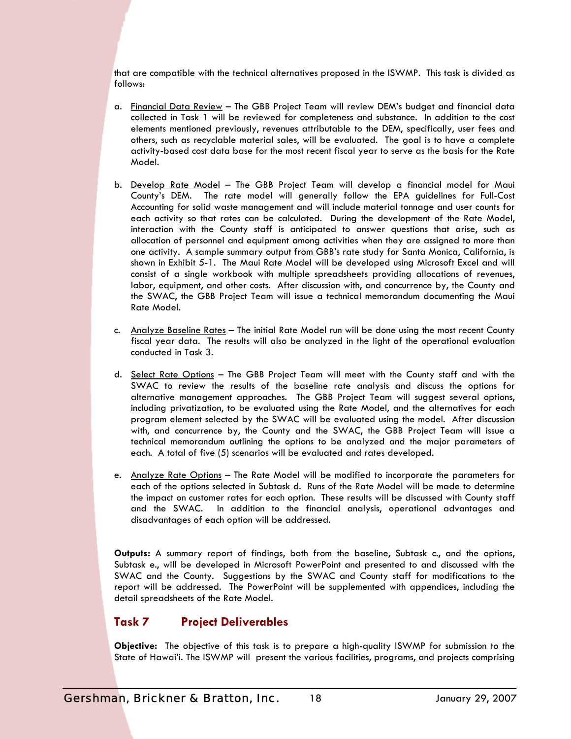that are compatible with the technical alternatives proposed in the ISWMP. This task is divided as follows:

a. Financial Data Review – The GBB Project Team will review DEM's budget and financial data collected in Task 1 will be reviewed for completeness and substance. In addition to the cost elements mentioned previously, revenues attributable to the DEM, specifically, user fees and others, such as recyclable material sales, will be evaluated. The goal is to have a complete activity-based cost data base for the most recent fiscal year to serve as the basis for the Rate Model.

b. Develop Rate Model – The GBB Project Team will develop a financial model for Maui County's DEM. The rate model will generally follow the EPA guidelines for Full-Cost Accounting for solid waste management and will include material tonnage and user counts for each activity so that rates can be calculated. During the development of the Rate Model, interaction with the County staff is anticipated to answer questions that arise, such as allocation of personnel and equipment among activities when they are assigned to more than one activity. A sample summary output from GBB's rate study for Santa Monica, California, is shown in Exhibit 5-1. The Maui Rate Model will be developed using Microsoft Excel and will consist of a single workbook with multiple spreadsheets providing allocations of revenues, labor, equipment, and other costs. After discussion with, and concurrence by, the County and the SWAC, the GBB Project Team will issue a technical memorandum documenting the Maui Rate Model.

c. Analyze Baseline Rates – The initial Rate Model run will be done using the most recent County fiscal year data. The results will also be analyzed in the light of the operational evaluation conducted in Task 3.

d. Select Rate Options – The GBB Project Team will meet with the County staff and with the SWAC to review the results of the baseline rate analysis and discuss the options for alternative management approaches. The GBB Project Team will suggest several options, including privatization, to be evaluated using the Rate Model, and the alternatives for each program element selected by the SWAC will be evaluated using the model. After discussion with, and concurrence by, the County and the SWAC, the GBB Project Team will issue a technical memorandum outlining the options to be analyzed and the major parameters of each. A total of five (5) scenarios will be evaluated and rates developed.

e. Analyze Rate Options – The Rate Model will be modified to incorporate the parameters for each of the options selected in Subtask d. Runs of the Rate Model will be made to determine the impact on customer rates for each option. These results will be discussed with County staff and the SWAC. In addition to the financial analysis, operational advantages and disadvantages of each option will be addressed.

**Outputs:** A summary report of findings, both from the baseline, Subtask c., and the options, Subtask e., will be developed in Microsoft PowerPoint and presented to and discussed with the SWAC and the County. Suggestions by the SWAC and County staff for modifications to the report will be addressed. The PowerPoint will be supplemented with appendices, including the detail spreadsheets of the Rate Model.

## Task 7 Project Deliverables

**Objective:** The objective of this task is to prepare a high-quality ISWMP for submission to the State of Hawai'i. The ISWMP will present the various facilities, programs, and projects comprising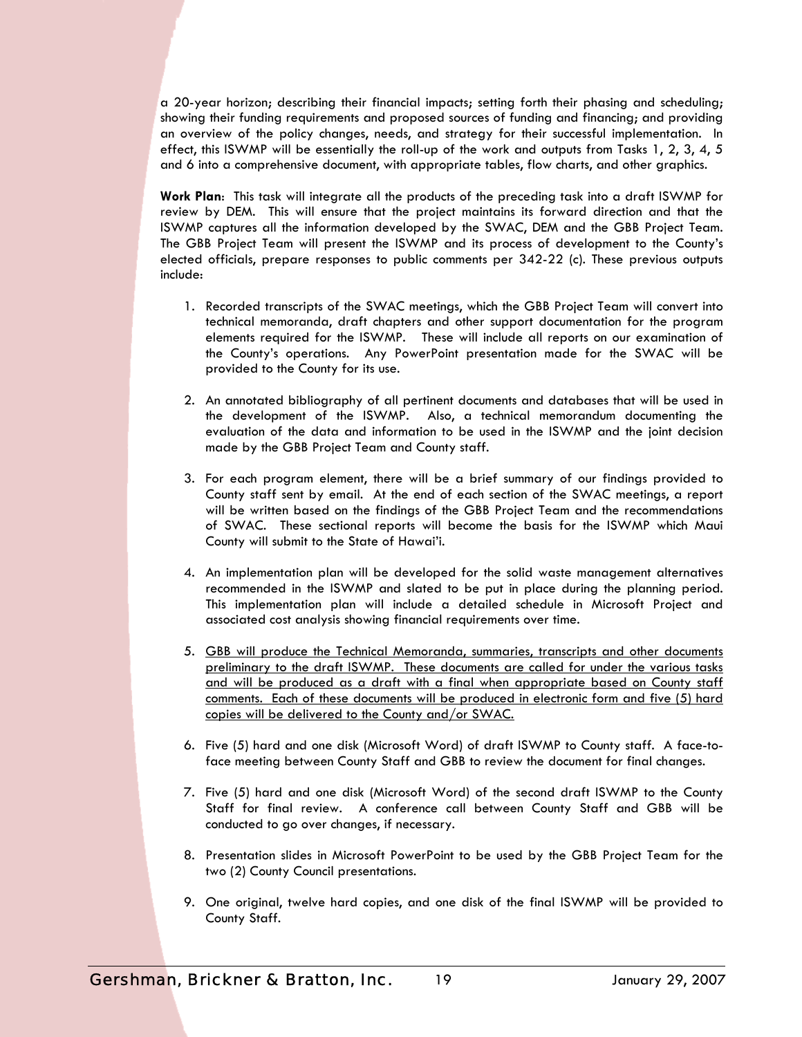a 20-year horizon; describing their financial impacts; setting forth their phasing and scheduling; showing their funding requirements and proposed sources of funding and financing; and providing an overview of the policy changes, needs, and strategy for their successful implementation. In effect, this ISWMP will be essentially the roll-up of the work and outputs from Tasks 1, 2, 3, 4, 5 and 6 into a comprehensive document, with appropriate tables, flow charts, and other graphics.

**Work Plan**: This task will integrate all the products of the preceding task into a draft ISWMP for review by DEM. This will ensure that the project maintains its forward direction and that the ISWMP captures all the information developed by the SWAC, DEM and the GBB Project Team. The GBB Project Team will present the ISWMP and its process of development to the County's elected officials, prepare responses to public comments per 342-22 (c). These previous outputs include:

1. Recorded transcripts of the SWAC meetings, which the GBB Project Team will convert into technical memoranda, draft chapters and other support documentation for the program elements required for the ISWMP. These will include all reports on our examination of the County's operations. Any PowerPoint presentation made for the SWAC will be provided to the County for its use.

2. An annotated bibliography of all pertinent documents and databases that will be used in the development of the ISWMP. Also, a technical memorandum documenting the evaluation of the data and information to be used in the ISWMP and the joint decision made by the GBB Project Team and County staff.

3. For each program element, there will be a brief summary of our findings provided to County staff sent by email. At the end of each section of the SWAC meetings, a report will be written based on the findings of the GBB Project Team and the recommendations of SWAC. These sectional reports will become the basis for the ISWMP which Maui County will submit to the State of Hawai'i.

4. An implementation plan will be developed for the solid waste management alternatives recommended in the ISWMP and slated to be put in place during the planning period. This implementation plan will include a detailed schedule in Microsoft Project and associated cost analysis showing financial requirements over time.

5. <u>GBB will produce the Technical Memoranda, summaries, transcripts and other documents preliminary to the draft ISWMP. These documents are called for under the various tasks and will be produced as a draft with a final when appropriate based on County staff comments. Each of these documents will be produced in electronic form and five (5) hard copies will be delivered to the County and/or SWAC.</u>

6. Five (5) hard and one disk (Microsoft Word) of draft ISWMP to County staff. A face-to-face meeting between County Staff and GBB to review the document for final changes.

7. Five (5) hard and one disk (Microsoft Word) of the second draft ISWMP to the County Staff for final review. A conference call between County Staff and GBB will be conducted to go over changes, if necessary.

8. Presentation slides in Microsoft PowerPoint to be used by the GBB Project Team for the two (2) County Council presentations.

9. One original, twelve hard copies, and one disk of the final ISWMP will be provided to County Staff.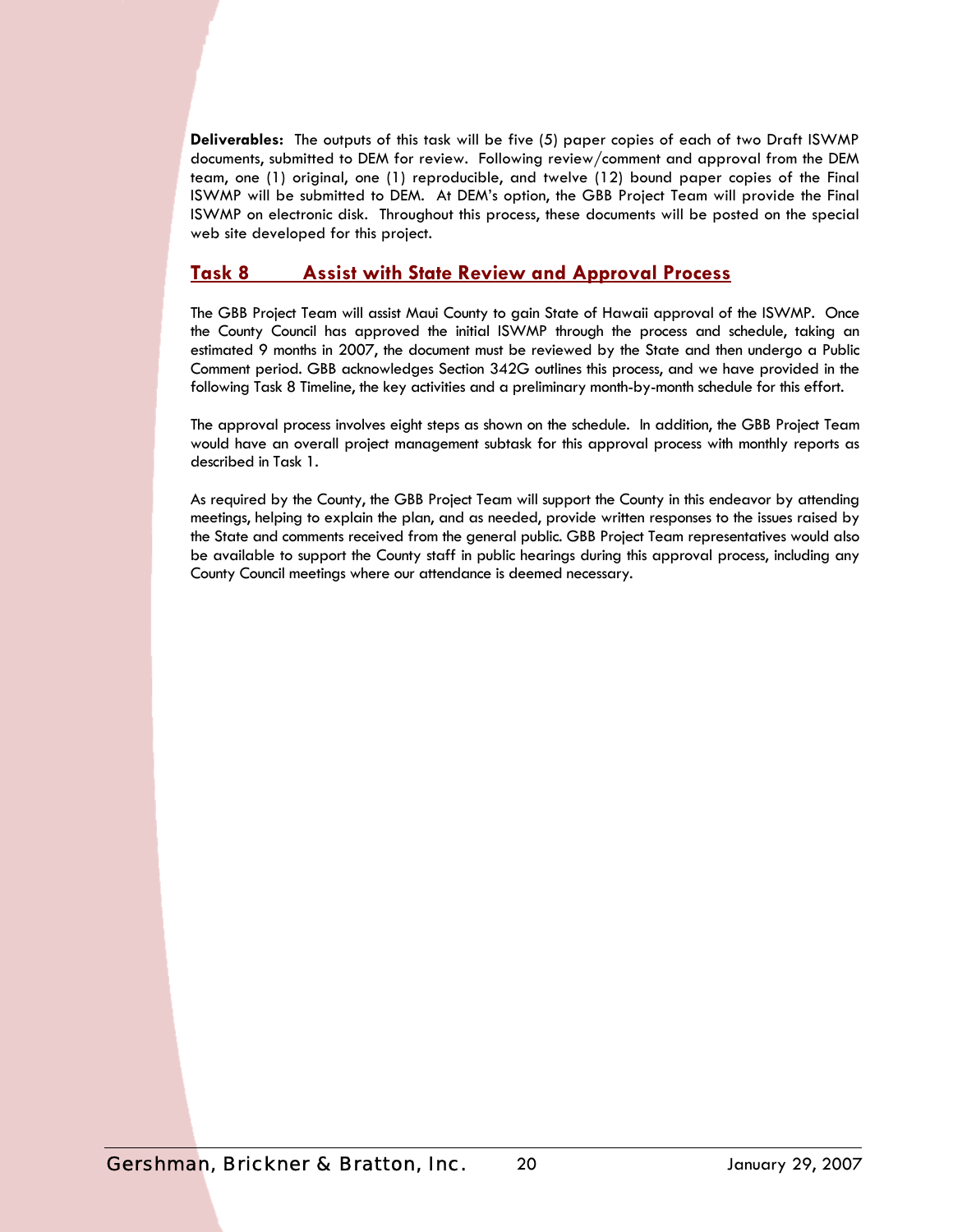**Deliverables:** The outputs of this task will be five (5) paper copies of each of two Draft ISWMP documents, submitted to DEM for review. Following review/comment and approval from the DEM team, one (1) original, one (1) reproducible, and twelve (12) bound paper copies of the Final ISWMP will be submitted to DEM. At DEM's option, the GBB Project Team will provide the Final ISWMP on electronic disk. Throughout this process, these documents will be posted on the special web site developed for this project.

## Task 8 Assist with State Review and Approval Process

The GBB Project Team will assist Maui County to gain State of Hawaii approval of the ISWMP. Once the County Council has approved the initial ISWMP through the process and schedule, taking an estimated 9 months in 2007, the document must be reviewed by the State and then undergo a Public Comment period. GBB acknowledges Section 342G outlines this process, and we have provided in the following Task 8 Timeline, the key activities and a preliminary month-by-month schedule for this effort.

The approval process involves eight steps as shown on the schedule. In addition, the GBB Project Team would have an overall project management subtask for this approval process with monthly reports as described in Task 1.

As required by the County, the GBB Project Team will support the County in this endeavor by attending meetings, helping to explain the plan, and as needed, provide written responses to the issues raised by the State and comments received from the general public. GBB Project Team representatives would also be available to support the County staff in public hearings during this approval process, including any County Council meetings where our attendance is deemed necessary.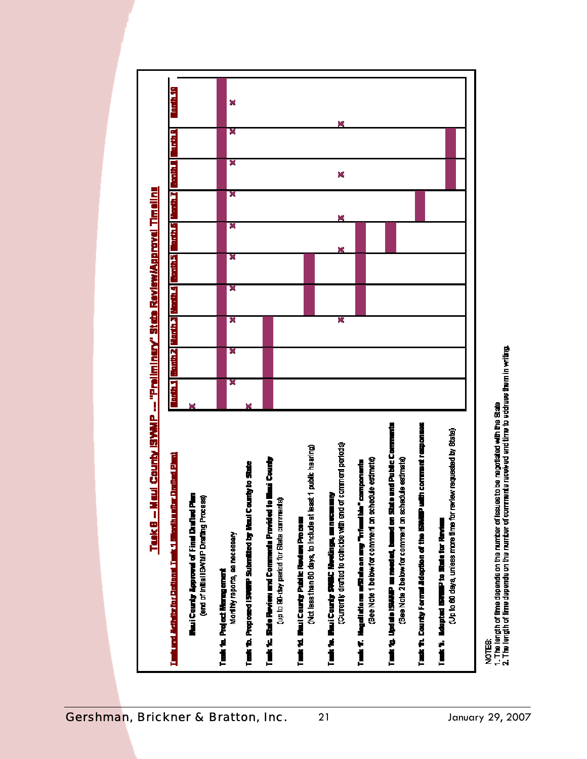# Task 6 – Maui County ISWMP -- "Preliminary" State Review/Approval Timeline

| Task and Activity for Optional Task 4 (Subsequent to Drafted Plan) | | Month 1 | Month 2 | Month 3 | Month 4 | Month 5 | Month 6 | Month 7 | Month 8 | Month 9 | Month 10 |
|---|---|---|---|---|---|---|---|---|---|---|---|
| Maui County Approval of Final Drafted Plan (end of Initial ISWMP Drafting Process) | X | | | | | | | | | | |
| Task 6a. Project Management – Monthly reports, as necessary | | X ■ | X ■ | X ■ | X ■ | X ■ | X ■ | X ■ | X ■ | X ■ | X ■ |
| Task 6b. Proposed ISWMP Submitted by Maui County to State | X | | | | | | | | | | |
| Task 6c. State Review and Comments Provided to Maui County (Up to 90-day period for State comments) | | ■ | ■ | ■ | | | | | | | |
| Task 6d. Maui County Public Review Process (Not less than 60 days, to include at least 1 public hearing) | | | | | ■ | ■ | | | | | |
| Task 6e. Maui County SWAC Meetings, as necessary (Currently drafted to coincide with end of comment periods) | | | | X | | | X | X | X | | X |
| Task 6f. Negotiations with State on any "infeasible" components (See Note 1 below for comment on schedule estimate) | | | | | ■ | ■ | ■ | | | | |
| Task 6g. Update ISWMP as needed, based on State and Public Comments (See Note 2 below for comment on schedule estimate) | | | | | | | ■ | | | | |
| Task 6h. County Formal Adoption of the ISWMP with comment responses | | | | | | | | ■ | | | |
| Task 6i. Adopted ISWMP to State for Review (Up to 60 days, unless more time for review requested by State) | | | | | | | | | ■ | ■ | |

NOTES:
1. The length of time depends on the number of issues to be negotiated with the State
2. The length of time depends on the number of comments received and time to address them in writing.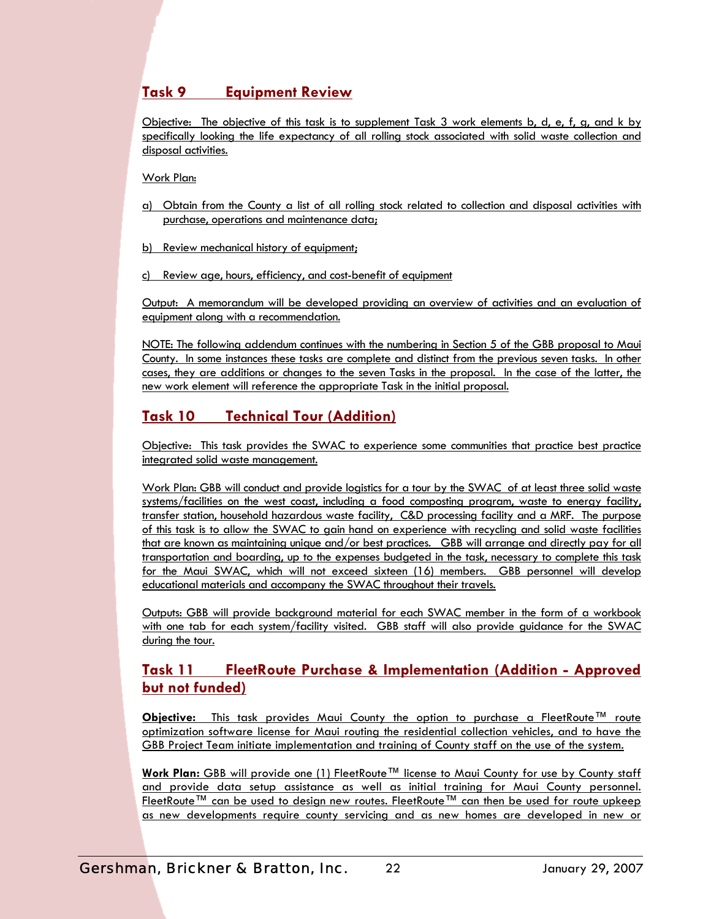## Task 9 Equipment Review

Objective: The objective of this task is to supplement Task 3 work elements b, d, e, f, g, and k by specifically looking the life expectancy of all rolling stock associated with solid waste collection and disposal activities.

Work Plan:

a) Obtain from the County a list of all rolling stock related to collection and disposal activities with purchase, operations and maintenance data;

b) Review mechanical history of equipment;

c) Review age, hours, efficiency, and cost-benefit of equipment

Output: A memorandum will be developed providing an overview of activities and an evaluation of equipment along with a recommendation.

NOTE: The following addendum continues with the numbering in Section 5 of the GBB proposal to Maui County. In some instances these tasks are complete and distinct from the previous seven tasks. In other cases, they are additions or changes to the seven Tasks in the proposal. In the case of the latter, the new work element will reference the appropriate Task in the initial proposal.

## Task 10 Technical Tour (Addition)

Objective: This task provides the SWAC to experience some communities that practice best practice integrated solid waste management.

Work Plan: GBB will conduct and provide logistics for a tour by the SWAC of at least three solid waste systems/facilities on the west coast, including a food composting program, waste to energy facility, transfer station, household hazardous waste facility, C&D processing facility and a MRF. The purpose of this task is to allow the SWAC to gain hand on experience with recycling and solid waste facilities that are known as maintaining unique and/or best practices. GBB will arrange and directly pay for all transportation and boarding, up to the expenses budgeted in the task, necessary to complete this task for the Maui SWAC, which will not exceed sixteen (16) members. GBB personnel will develop educational materials and accompany the SWAC throughout their travels.

Outputs: GBB will provide background material for each SWAC member in the form of a workbook with one tab for each system/facility visited. GBB staff will also provide guidance for the SWAC during the tour.

## Task 11 FleetRoute Purchase & Implementation (Addition - Approved but not funded)

**Objective:** This task provides Maui County the option to purchase a FleetRoute™ route optimization software license for Maui routing the residential collection vehicles, and to have the GBB Project Team initiate implementation and training of County staff on the use of the system.

**Work Plan:** GBB will provide one (1) FleetRoute™ license to Maui County for use by County staff and provide data setup assistance as well as initial training for Maui County personnel. FleetRoute™ can be used to design new routes. FleetRoute™ can then be used for route upkeep as new developments require county servicing and as new homes are developed in new or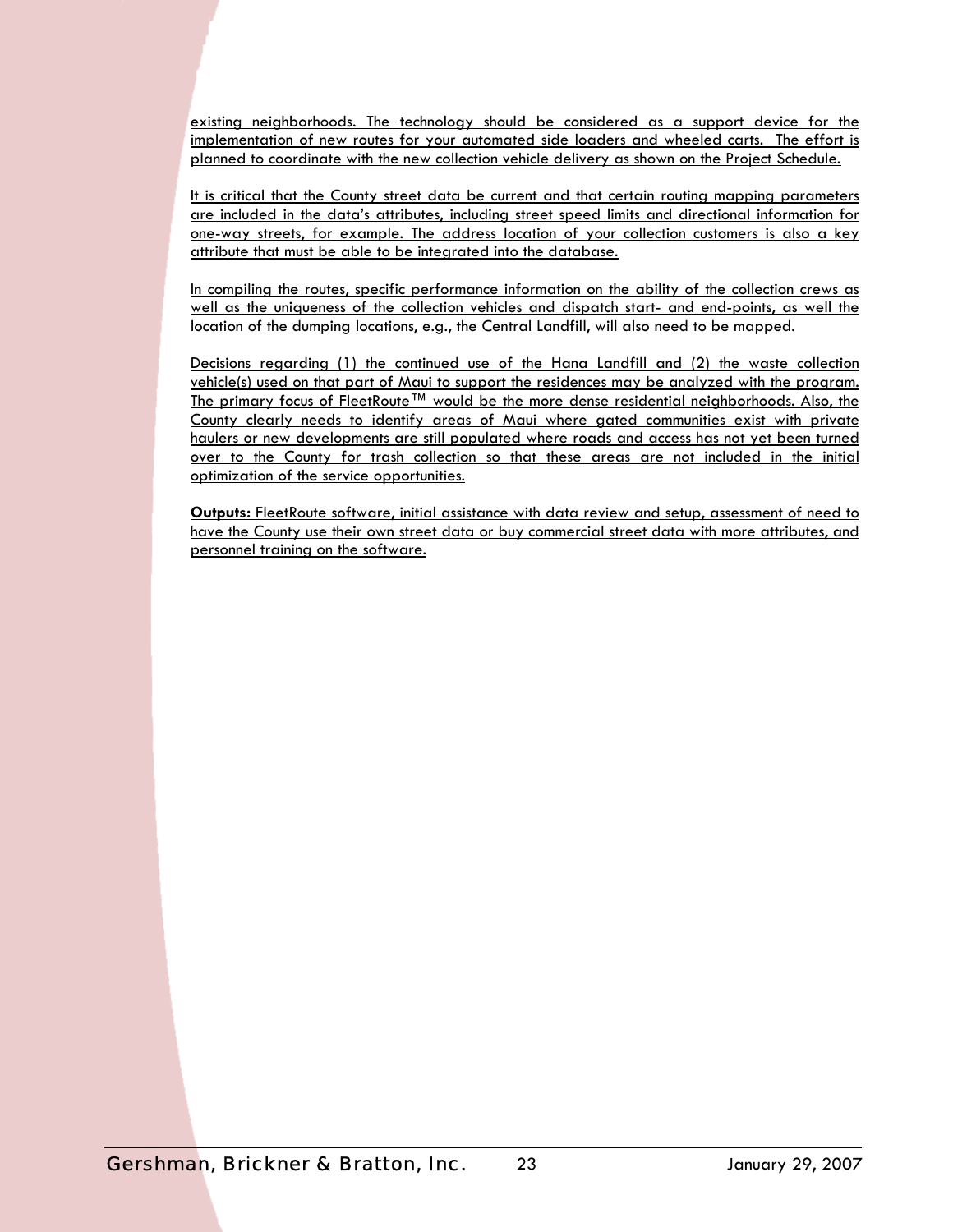existing neighborhoods. The technology should be considered as a support device for the implementation of new routes for your automated side loaders and wheeled carts. The effort is planned to coordinate with the new collection vehicle delivery as shown on the Project Schedule.

It is critical that the County street data be current and that certain routing mapping parameters are included in the data's attributes, including street speed limits and directional information for one-way streets, for example. The address location of your collection customers is also a key attribute that must be able to be integrated into the database.

In compiling the routes, specific performance information on the ability of the collection crews as well as the uniqueness of the collection vehicles and dispatch start- and end-points, as well the location of the dumping locations, e.g., the Central Landfill, will also need to be mapped.

Decisions regarding (1) the continued use of the Hana Landfill and (2) the waste collection vehicle(s) used on that part of Maui to support the residences may be analyzed with the program. The primary focus of FleetRoute™ would be the more dense residential neighborhoods. Also, the County clearly needs to identify areas of Maui where gated communities exist with private haulers or new developments are still populated where roads and access has not yet been turned over to the County for trash collection so that these areas are not included in the initial optimization of the service opportunities.

**Outputs:** FleetRoute software, initial assistance with data review and setup, assessment of need to have the County use their own street data or buy commercial street data with more attributes, and personnel training on the software.